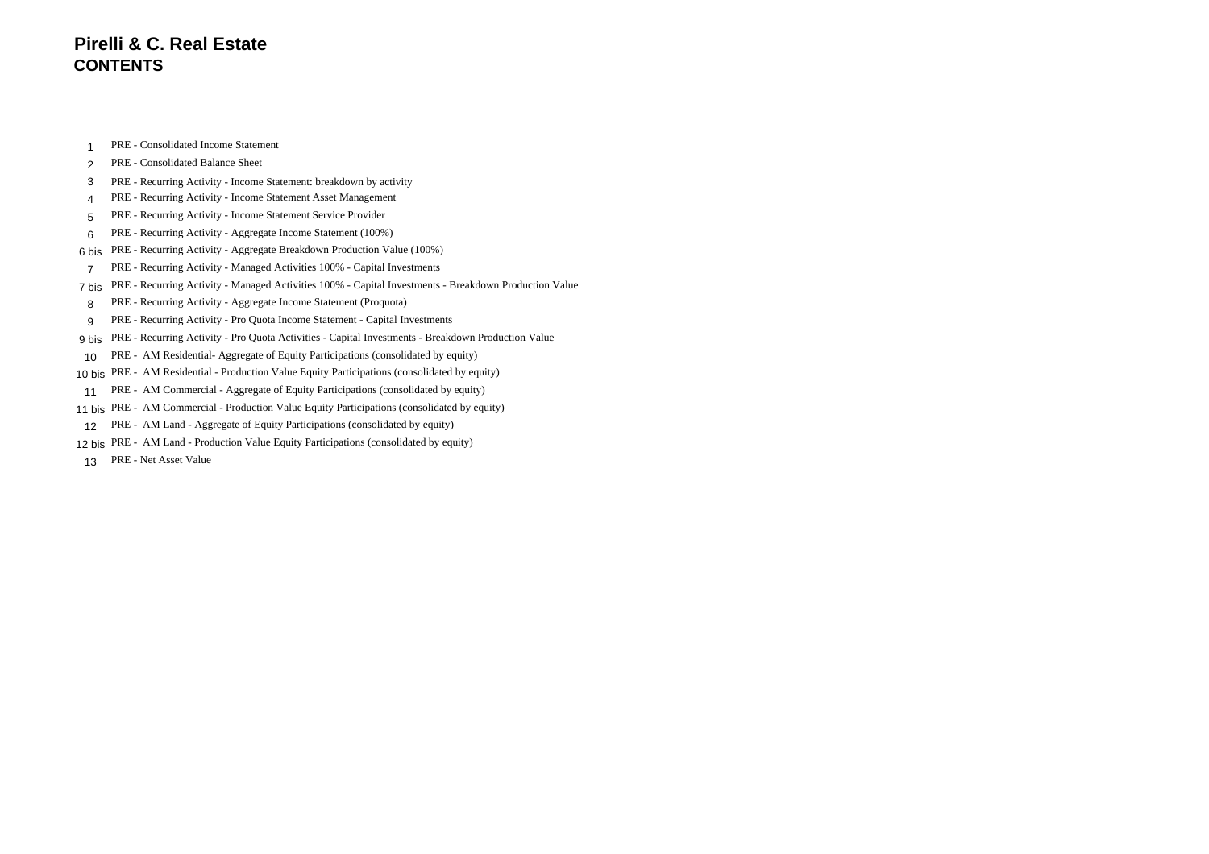# Pirelli & C. Real Estate
## CONTENTS

| | |
|---|---|
| 1 | PRE - Consolidated Income Statement |
| 2 | PRE - Consolidated Balance Sheet |
| 3 | PRE - Recurring Activity - Income Statement: breakdown by activity |
| 4 | PRE - Recurring Activity - Income Statement Asset Management |
| 5 | PRE - Recurring Activity - Income Statement Service Provider |
| 6 | PRE - Recurring Activity - Aggregate Income Statement (100%) |
| 6 bis | PRE - Recurring Activity - Aggregate Breakdown Production Value (100%) |
| 7 | PRE - Recurring Activity - Managed Activities 100% - Capital Investments |
| 7 bis | PRE - Recurring Activity - Managed Activities 100% - Capital Investments - Breakdown Production Value |
| 8 | PRE - Recurring Activity - Aggregate Income Statement (Proquota) |
| 9 | PRE - Recurring Activity - Pro Quota Income Statement - Capital Investments |
| 9 bis | PRE - Recurring Activity - Pro Quota Activities - Capital Investments - Breakdown Production Value |
| 10 | PRE - AM Residential- Aggregate of Equity Participations (consolidated by equity) |
| 10 bis | PRE - AM Residential - Production Value Equity Participations (consolidated by equity) |
| 11 | PRE - AM Commercial - Aggregate of Equity Participations (consolidated by equity) |
| 11 bis | PRE - AM Commercial - Production Value Equity Participations (consolidated by equity) |
| 12 | PRE - AM Land - Aggregate of Equity Participations (consolidated by equity) |
| 12 bis | PRE - AM Land - Production Value Equity Participations (consolidated by equity) |
| 13 | PRE - Net Asset Value |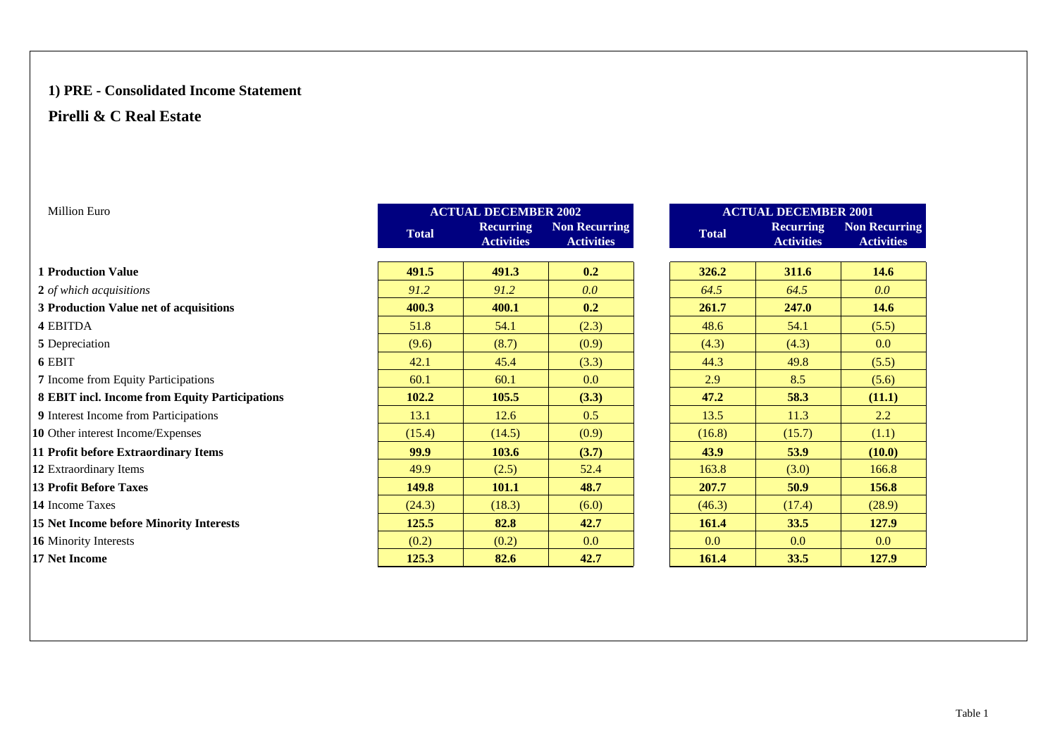## 1) PRE - Consolidated Income Statement

## Pirelli & C Real Estate

| Million Euro | ACTUAL DECEMBER 2002 | | | ACTUAL DECEMBER 2001 | | |
|---|---|---|---|---|---|---|
| | Total | Recurring Activities | Non Recurring Activities | Total | Recurring Activities | Non Recurring Activities |
| **1 Production Value** | **491.5** | **491.3** | **0.2** | **326.2** | **311.6** | **14.6** |
| 2 *of which acquisitions* | *91.2* | *91.2* | *0.0* | *64.5* | *64.5* | *0.0* |
| **3 Production Value net of acquisitions** | **400.3** | **400.1** | **0.2** | **261.7** | **247.0** | **14.6** |
| 4 EBITDA | 51.8 | 54.1 | (2.3) | 48.6 | 54.1 | (5.5) |
| 5 Depreciation | (9.6) | (8.7) | (0.9) | (4.3) | (4.3) | 0.0 |
| 6 EBIT | 42.1 | 45.4 | (3.3) | 44.3 | 49.8 | (5.5) |
| 7 Income from Equity Participations | 60.1 | 60.1 | 0.0 | 2.9 | 8.5 | (5.6) |
| **8 EBIT incl. Income from Equity Participations** | **102.2** | **105.5** | **(3.3)** | **47.2** | **58.3** | **(11.1)** |
| 9 Interest Income from Participations | 13.1 | 12.6 | 0.5 | 13.5 | 11.3 | 2.2 |
| 10 Other interest Income/Expenses | (15.4) | (14.5) | (0.9) | (16.8) | (15.7) | (1.1) |
| **11 Profit before Extraordinary Items** | **99.9** | **103.6** | **(3.7)** | **43.9** | **53.9** | **(10.0)** |
| 12 Extraordinary Items | 49.9 | (2.5) | 52.4 | 163.8 | (3.0) | 166.8 |
| **13 Profit Before Taxes** | **149.8** | **101.1** | **48.7** | **207.7** | **50.9** | **156.8** |
| 14 Income Taxes | (24.3) | (18.3) | (6.0) | (46.3) | (17.4) | (28.9) |
| **15 Net Income before Minority Interests** | **125.5** | **82.8** | **42.7** | **161.4** | **33.5** | **127.9** |
| 16 Minority Interests | (0.2) | (0.2) | 0.0 | 0.0 | 0.0 | 0.0 |
| **17 Net Income** | **125.3** | **82.6** | **42.7** | **161.4** | **33.5** | **127.9** |

Table 1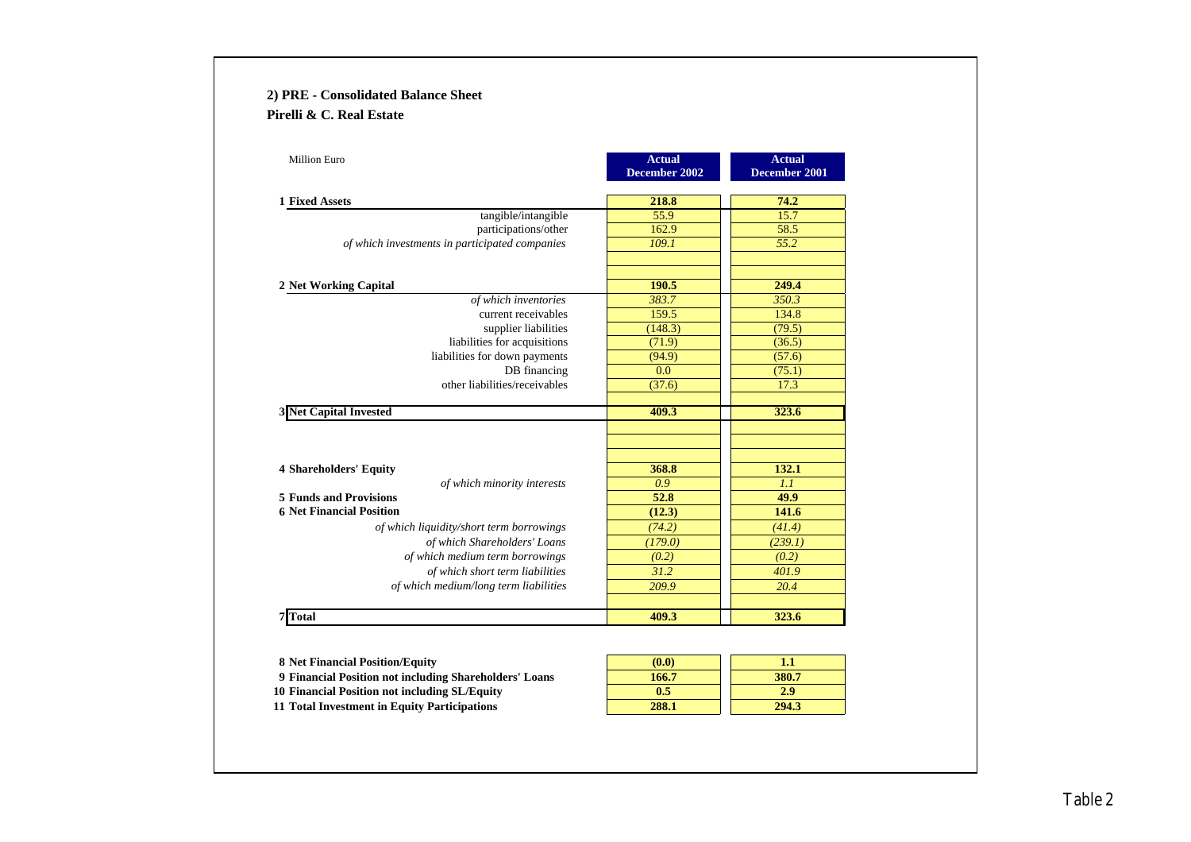## 2) PRE - Consolidated Balance Sheet

**Pirelli & C. Real Estate**

| Million Euro | Actual December 2002 | Actual December 2001 |
|---|---|---|
| **1 Fixed Assets** | **218.8** | **74.2** |
| tangible/intangible | 55.9 | 15.7 |
| participations/other | 162.9 | 58.5 |
| *of which investments in participated companies* | *109.1* | *55.2* |
| | | |
| **2 Net Working Capital** | **190.5** | **249.4** |
| *of which inventories* | *383.7* | *350.3* |
| current receivables | 159.5 | 134.8 |
| supplier liabilities | (148.3) | (79.5) |
| liabilities for acquisitions | (71.9) | (36.5) |
| liabilities for down payments | (94.9) | (57.6) |
| DB financing | 0.0 | (75.1) |
| other liabilities/receivables | (37.6) | 17.3 |
| | | |
| **3 Net Capital Invested** | **409.3** | **323.6** |
| | | |
| **4 Shareholders' Equity** | **368.8** | **132.1** |
| *of which minority interests* | *0.9* | *1.1* |
| **5 Funds and Provisions** | **52.8** | **49.9** |
| **6 Net Financial Position** | **(12.3)** | **141.6** |
| *of which liquidity/short term borrowings* | *(74.2)* | *(41.4)* |
| *of which Shareholders' Loans* | *(179.0)* | *(239.1)* |
| *of which medium term borrowings* | *(0.2)* | *(0.2)* |
| *of which short term liabilities* | *31.2* | *401.9* |
| *of which medium/long term liabilities* | *209.9* | *20.4* |
| | | |
| **7 Total** | **409.3** | **323.6** |

| | | |
|---|---|---|
| **8 Net Financial Position/Equity** | **(0.0)** | **1.1** |
| **9 Financial Position not including Shareholders' Loans** | **166.7** | **380.7** |
| **10 Financial Position not including SL/Equity** | **0.5** | **2.9** |
| **11 Total Investment in Equity Participations** | **288.1** | **294.3** |

Table 2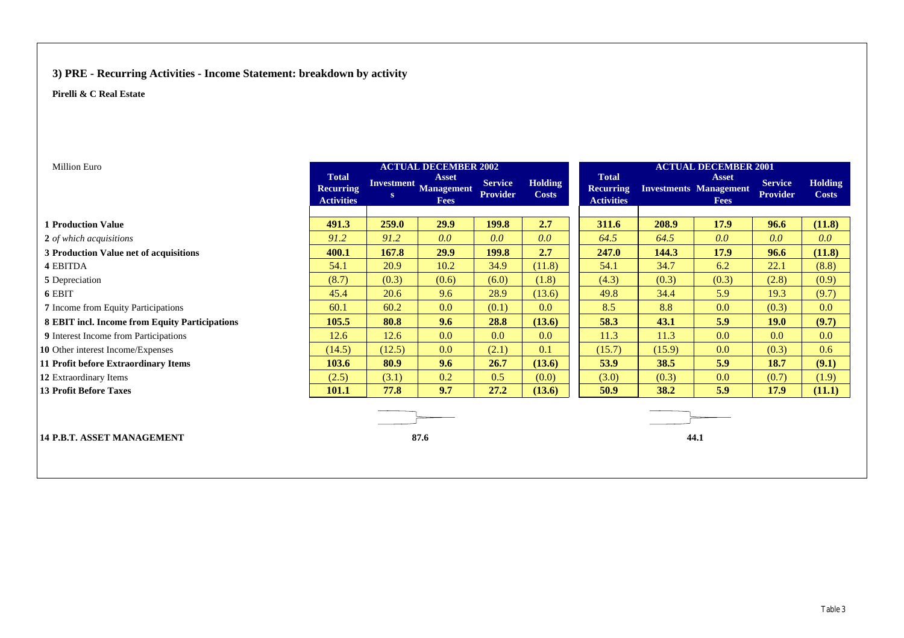## 3) PRE - Recurring Activities - Income Statement: breakdown by activity

**Pirelli & C Real Estate**

| Million Euro | ACTUAL DECEMBER 2002 | | | | | ACTUAL DECEMBER 2001 | | | | |
|---|---|---|---|---|---|---|---|---|---|---|
| | Total Recurring Activities | Investments | Asset Management Fees | Service Provider | Holding Costs | Total Recurring Activities | Investments | Asset Management Fees | Service Provider | Holding Costs |
| **1 Production Value** | **491.3** | **259.0** | **29.9** | **199.8** | **2.7** | **311.6** | **208.9** | **17.9** | **96.6** | **(11.8)** |
| 2 *of which acquisitions* | *91.2* | *91.2* | *0.0* | *0.0* | *0.0* | *64.5* | *64.5* | *0.0* | *0.0* | *0.0* |
| **3 Production Value net of acquisitions** | **400.1** | **167.8** | **29.9** | **199.8** | **2.7** | **247.0** | **144.3** | **17.9** | **96.6** | **(11.8)** |
| 4 EBITDA | 54.1 | 20.9 | 10.2 | 34.9 | (11.8) | 54.1 | 34.7 | 6.2 | 22.1 | (8.8) |
| 5 Depreciation | (8.7) | (0.3) | (0.6) | (6.0) | (1.8) | (4.3) | (0.3) | (0.3) | (2.8) | (0.9) |
| 6 EBIT | 45.4 | 20.6 | 9.6 | 28.9 | (13.6) | 49.8 | 34.4 | 5.9 | 19.3 | (9.7) |
| 7 Income from Equity Participations | 60.1 | 60.2 | 0.0 | (0.1) | 0.0 | 8.5 | 8.8 | 0.0 | (0.3) | 0.0 |
| **8 EBIT incl. Income from Equity Participations** | **105.5** | **80.8** | **9.6** | **28.8** | **(13.6)** | **58.3** | **43.1** | **5.9** | **19.0** | **(9.7)** |
| 9 Interest Income from Participations | 12.6 | 12.6 | 0.0 | 0.0 | 0.0 | 11.3 | 11.3 | 0.0 | 0.0 | 0.0 |
| 10 Other interest Income/Expenses | (14.5) | (12.5) | 0.0 | (2.1) | 0.1 | (15.7) | (15.9) | 0.0 | (0.3) | 0.6 |
| **11 Profit before Extraordinary Items** | **103.6** | **80.9** | **9.6** | **26.7** | **(13.6)** | **53.9** | **38.5** | **5.9** | **18.7** | **(9.1)** |
| 12 Extraordinary Items | (2.5) | (3.1) | 0.2 | 0.5 | (0.0) | (3.0) | (0.3) | 0.0 | (0.7) | (1.9) |
| **13 Profit Before Taxes** | **101.1** | **77.8** | **9.7** | **27.2** | **(13.6)** | **50.9** | **38.2** | **5.9** | **17.9** | **(11.1)** |
| **14 P.B.T. ASSET MANAGEMENT** | | | **87.6** | | | | | **44.1** | | |

Table 3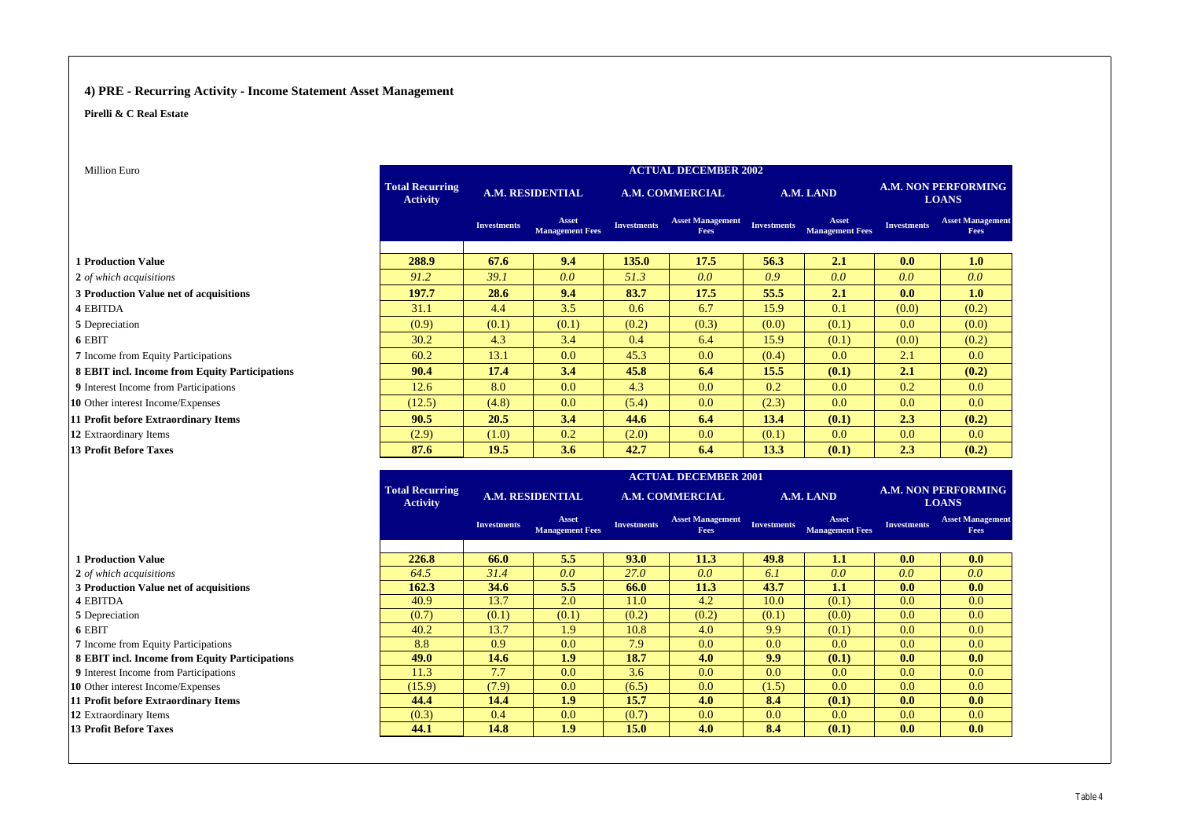## 4) PRE - Recurring Activity - Income Statement Asset Management

**Pirelli & C Real Estate**

Million Euro

| | ACTUAL DECEMBER 2002 | | | | | | | | |
|---|---|---|---|---|---|---|---|---|---|
| | Total Recurring Activity | A.M. RESIDENTIAL | | A.M. COMMERCIAL | | A.M. LAND | | A.M. NON PERFORMING LOANS | |
| | | Investments | Asset Management Fees | Investments | Asset Management Fees | Investments | Asset Management Fees | Investments | Asset Management Fees |
| **1 Production Value** | **288.9** | **67.6** | **9.4** | **135.0** | **17.5** | **56.3** | **2.1** | **0.0** | **1.0** |
| 2 *of which acquisitions* | *91.2* | *39.1* | *0.0* | *51.3* | *0.0* | *0.9* | *0.0* | *0.0* | *0.0* |
| **3 Production Value net of acquisitions** | **197.7** | **28.6** | **9.4** | **83.7** | **17.5** | **55.5** | **2.1** | **0.0** | **1.0** |
| 4 EBITDA | 31.1 | 4.4 | 3.5 | 0.6 | 6.7 | 15.9 | 0.1 | (0.0) | (0.2) |
| 5 Depreciation | (0.9) | (0.1) | (0.1) | (0.2) | (0.3) | (0.0) | (0.1) | 0.0 | (0.0) |
| 6 EBIT | 30.2 | 4.3 | 3.4 | 0.4 | 6.4 | 15.9 | (0.1) | (0.0) | (0.2) |
| 7 Income from Equity Participations | 60.2 | 13.1 | 0.0 | 45.3 | 0.0 | (0.4) | 0.0 | 2.1 | 0.0 |
| **8 EBIT incl. Income from Equity Participations** | **90.4** | **17.4** | **3.4** | **45.8** | **6.4** | **15.5** | **(0.1)** | **2.1** | **(0.2)** |
| 9 Interest Income from Participations | 12.6 | 8.0 | 0.0 | 4.3 | 0.0 | 0.2 | 0.0 | 0.2 | 0.0 |
| 10 Other interest Income/Expenses | (12.5) | (4.8) | 0.0 | (5.4) | 0.0 | (2.3) | 0.0 | 0.0 | 0.0 |
| **11 Profit before Extraordinary Items** | **90.5** | **20.5** | **3.4** | **44.6** | **6.4** | **13.4** | **(0.1)** | **2.3** | **(0.2)** |
| 12 Extraordinary Items | (2.9) | (1.0) | 0.2 | (2.0) | 0.0 | (0.1) | 0.0 | 0.0 | 0.0 |
| **13 Profit Before Taxes** | **87.6** | **19.5** | **3.6** | **42.7** | **6.4** | **13.3** | **(0.1)** | **2.3** | **(0.2)** |

| | ACTUAL DECEMBER 2001 | | | | | | | | |
|---|---|---|---|---|---|---|---|---|---|
| | Total Recurring Activity | A.M. RESIDENTIAL | | A.M. COMMERCIAL | | A.M. LAND | | A.M. NON PERFORMING LOANS | |
| | | Investments | Asset Management Fees | Investments | Asset Management Fees | Investments | Asset Management Fees | Investments | Asset Management Fees |
| **1 Production Value** | **226.8** | **66.0** | **5.5** | **93.0** | **11.3** | **49.8** | **1.1** | **0.0** | **0.0** |
| 2 *of which acquisitions* | *64.5* | *31.4* | *0.0* | *27.0* | *0.0* | *6.1* | *0.0* | *0.0* | *0.0* |
| **3 Production Value net of acquisitions** | **162.3** | **34.6** | **5.5** | **66.0** | **11.3** | **43.7** | **1.1** | **0.0** | **0.0** |
| 4 EBITDA | 40.9 | 13.7 | 2.0 | 11.0 | 4.2 | 10.0 | (0.1) | 0.0 | 0.0 |
| 5 Depreciation | (0.7) | (0.1) | (0.1) | (0.2) | (0.2) | (0.1) | (0.0) | 0.0 | 0.0 |
| 6 EBIT | 40.2 | 13.7 | 1.9 | 10.8 | 4.0 | 9.9 | (0.1) | 0.0 | 0.0 |
| 7 Income from Equity Participations | 8.8 | 0.9 | 0.0 | 7.9 | 0.0 | 0.0 | 0.0 | 0.0 | 0.0 |
| **8 EBIT incl. Income from Equity Participations** | **49.0** | **14.6** | **1.9** | **18.7** | **4.0** | **9.9** | **(0.1)** | **0.0** | **0.0** |
| 9 Interest Income from Participations | 11.3 | 7.7 | 0.0 | 3.6 | 0.0 | 0.0 | 0.0 | 0.0 | 0.0 |
| 10 Other interest Income/Expenses | (15.9) | (7.9) | 0.0 | (6.5) | 0.0 | (1.5) | 0.0 | 0.0 | 0.0 |
| **11 Profit before Extraordinary Items** | **44.4** | **14.4** | **1.9** | **15.7** | **4.0** | **8.4** | **(0.1)** | **0.0** | **0.0** |
| 12 Extraordinary Items | (0.3) | 0.4 | 0.0 | (0.7) | 0.0 | 0.0 | 0.0 | 0.0 | 0.0 |
| **13 Profit Before Taxes** | **44.1** | **14.8** | **1.9** | **15.0** | **4.0** | **8.4** | **(0.1)** | **0.0** | **0.0** |

Table 4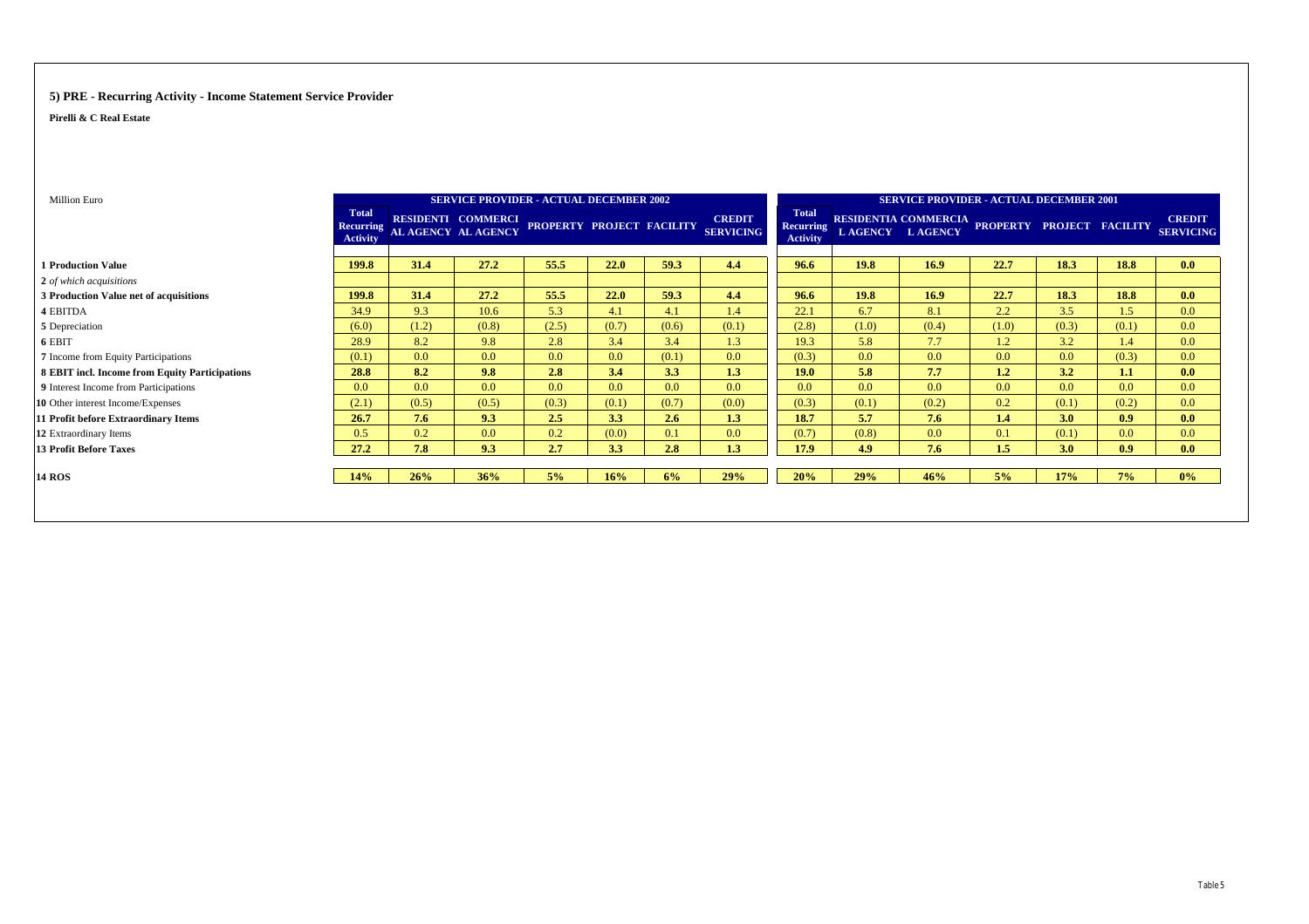## 5) PRE - Recurring Activity - Income Statement Service Provider

**Pirelli & C Real Estate**

| Million Euro | SERVICE PROVIDER - ACTUAL DECEMBER 2002 | | | | | | | SERVICE PROVIDER - ACTUAL DECEMBER 2001 | | | | | | |
|---|---|---|---|---|---|---|---|---|---|---|---|---|---|---|
| | Total Recurring Activity | RESIDENTIAL AGENCY | COMMERCIAL AGENCY | PROPERTY | PROJECT | FACILITY | CREDIT SERVICING | Total Recurring Activity | RESIDENTIAL AGENCY | COMMERCIAL AGENCY | PROPERTY | PROJECT | FACILITY | CREDIT SERVICING |
| **1 Production Value** | **199.8** | **31.4** | **27.2** | **55.5** | **22.0** | **59.3** | **4.4** | **96.6** | **19.8** | **16.9** | **22.7** | **18.3** | **18.8** | **0.0** |
| **2** *of which acquisitions* | | | | | | | | | | | | | | |
| **3 Production Value net of acquisitions** | **199.8** | **31.4** | **27.2** | **55.5** | **22.0** | **59.3** | **4.4** | **96.6** | **19.8** | **16.9** | **22.7** | **18.3** | **18.8** | **0.0** |
| **4** EBITDA | 34.9 | 9.3 | 10.6 | 5.3 | 4.1 | 4.1 | 1.4 | 22.1 | 6.7 | 8.1 | 2.2 | 3.5 | 1.5 | 0.0 |
| **5** Depreciation | (6.0) | (1.2) | (0.8) | (2.5) | (0.7) | (0.6) | (0.1) | (2.8) | (1.0) | (0.4) | (1.0) | (0.3) | (0.1) | 0.0 |
| **6** EBIT | 28.9 | 8.2 | 9.8 | 2.8 | 3.4 | 3.4 | 1.3 | 19.3 | 5.8 | 7.7 | 1.2 | 3.2 | 1.4 | 0.0 |
| **7** Income from Equity Participations | (0.1) | 0.0 | 0.0 | 0.0 | 0.0 | (0.1) | 0.0 | (0.3) | 0.0 | 0.0 | 0.0 | 0.0 | (0.3) | 0.0 |
| **8 EBIT incl. Income from Equity Participations** | **28.8** | **8.2** | **9.8** | **2.8** | **3.4** | **3.3** | **1.3** | **19.0** | **5.8** | **7.7** | **1.2** | **3.2** | **1.1** | **0.0** |
| **9** Interest Income from Participations | 0.0 | 0.0 | 0.0 | 0.0 | 0.0 | 0.0 | 0.0 | 0.0 | 0.0 | 0.0 | 0.0 | 0.0 | 0.0 | 0.0 |
| **10** Other interest Income/Expenses | (2.1) | (0.5) | (0.5) | (0.3) | (0.1) | (0.7) | (0.0) | (0.3) | (0.1) | (0.2) | 0.2 | (0.1) | (0.2) | 0.0 |
| **11 Profit before Extraordinary Items** | **26.7** | **7.6** | **9.3** | **2.5** | **3.3** | **2.6** | **1.3** | **18.7** | **5.7** | **7.6** | **1.4** | **3.0** | **0.9** | **0.0** |
| **12** Extraordinary Items | 0.5 | 0.2 | 0.0 | 0.2 | (0.0) | 0.1 | 0.0 | (0.7) | (0.8) | 0.0 | 0.1 | (0.1) | 0.0 | 0.0 |
| **13 Profit Before Taxes** | **27.2** | **7.8** | **9.3** | **2.7** | **3.3** | **2.8** | **1.3** | **17.9** | **4.9** | **7.6** | **1.5** | **3.0** | **0.9** | **0.0** |
| **14 ROS** | **14%** | **26%** | **36%** | **5%** | **16%** | **6%** | **29%** | **20%** | **29%** | **46%** | **5%** | **17%** | **7%** | **0%** |

Table 5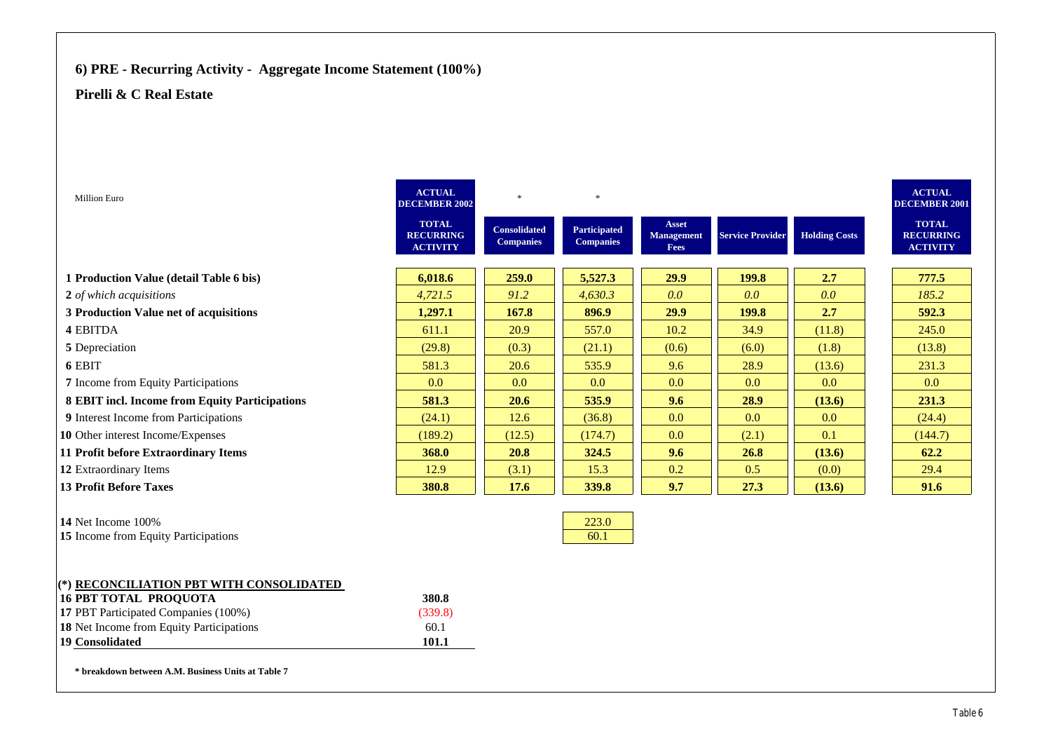## 6) PRE - Recurring Activity - Aggregate Income Statement (100%)

### Pirelli & C Real Estate

| Million Euro | ACTUAL DECEMBER 2002 | * | * | | | | ACTUAL DECEMBER 2001 |
|---|---|---|---|---|---|---|---|
| | TOTAL RECURRING ACTIVITY | Consolidated Companies | Participated Companies | Asset Management Fees | Service Provider | Holding Costs | TOTAL RECURRING ACTIVITY |
| **1 Production Value (detail Table 6 bis)** | **6,018.6** | **259.0** | **5,527.3** | **29.9** | **199.8** | **2.7** | **777.5** |
| 2 *of which acquisitions* | *4,721.5* | *91.2* | *4,630.3* | *0.0* | *0.0* | *0.0* | *185.2* |
| **3 Production Value net of acquisitions** | **1,297.1** | **167.8** | **896.9** | **29.9** | **199.8** | **2.7** | **592.3** |
| 4 EBITDA | 611.1 | 20.9 | 557.0 | 10.2 | 34.9 | (11.8) | 245.0 |
| 5 Depreciation | (29.8) | (0.3) | (21.1) | (0.6) | (6.0) | (1.8) | (13.8) |
| 6 EBIT | 581.3 | 20.6 | 535.9 | 9.6 | 28.9 | (13.6) | 231.3 |
| 7 Income from Equity Participations | 0.0 | 0.0 | 0.0 | 0.0 | 0.0 | 0.0 | 0.0 |
| **8 EBIT incl. Income from Equity Participations** | **581.3** | **20.6** | **535.9** | **9.6** | **28.9** | **(13.6)** | **231.3** |
| 9 Interest Income from Participations | (24.1) | 12.6 | (36.8) | 0.0 | 0.0 | 0.0 | (24.4) |
| 10 Other interest Income/Expenses | (189.2) | (12.5) | (174.7) | 0.0 | (2.1) | 0.1 | (144.7) |
| **11 Profit before Extraordinary Items** | **368.0** | **20.8** | **324.5** | **9.6** | **26.8** | **(13.6)** | **62.2** |
| 12 Extraordinary Items | 12.9 | (3.1) | 15.3 | 0.2 | 0.5 | (0.0) | 29.4 |
| **13 Profit Before Taxes** | **380.8** | **17.6** | **339.8** | **9.7** | **27.3** | **(13.6)** | **91.6** |
| | | | | | | | |
| 14 Net Income 100% | | | 223.0 | | | | |
| 15 Income from Equity Participations | | | 60.1 | | | | |

| (*) RECONCILIATION PBT WITH CONSOLIDATED | |
|---|---|
| **16 PBT TOTAL PROQUOTA** | **380.8** |
| 17 PBT Participated Companies (100%) | (339.8) |
| 18 Net Income from Equity Participations | 60.1 |
| **19 Consolidated** | **101.1** |

**\* breakdown between A.M. Business Units at Table 7**

Table 6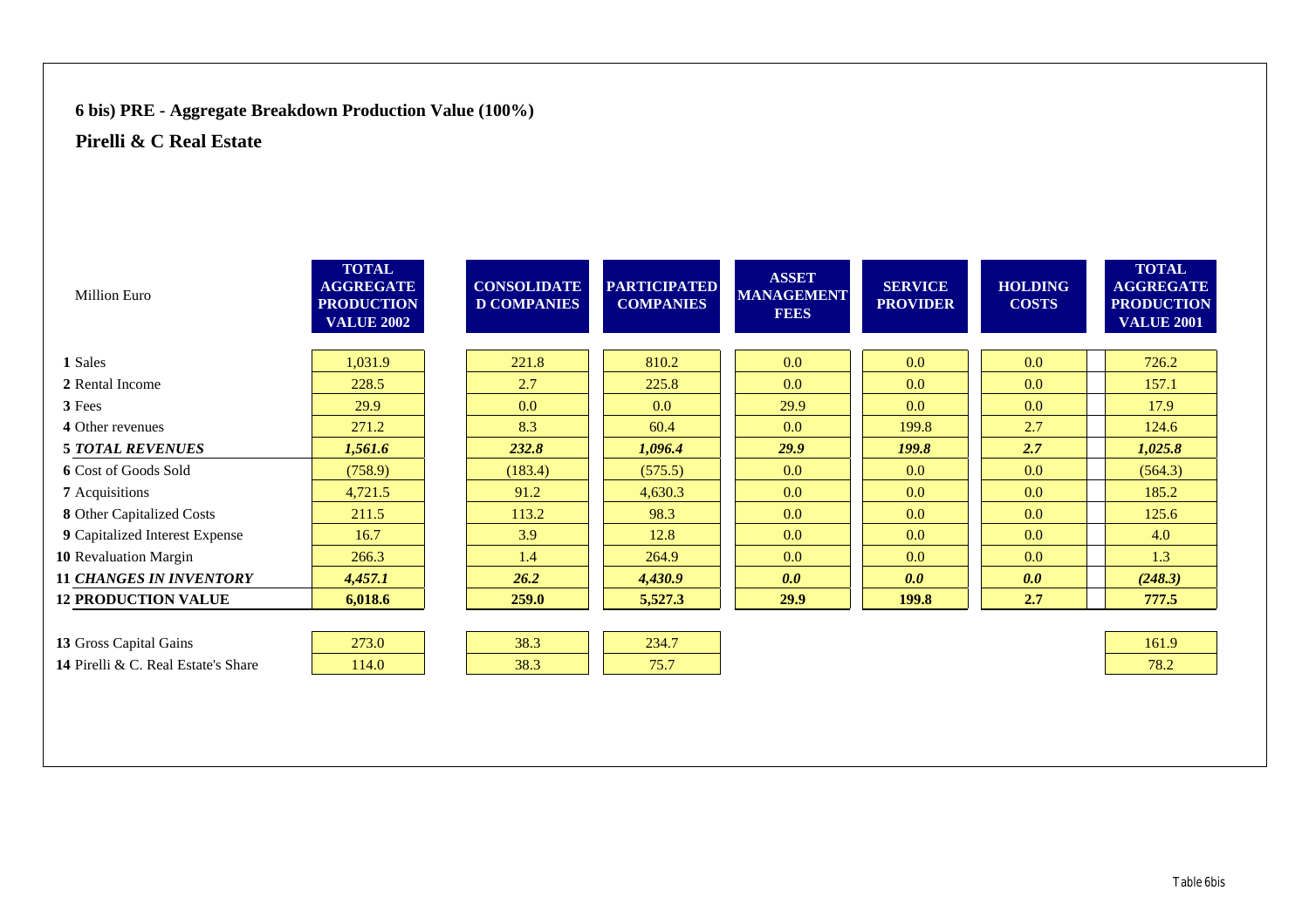## 6 bis) PRE - Aggregate Breakdown Production Value (100%)

## Pirelli & C Real Estate

| Million Euro | TOTAL AGGREGATE PRODUCTION VALUE 2002 | CONSOLIDATED COMPANIES | PARTICIPATED COMPANIES | ASSET MANAGEMENT FEES | SERVICE PROVIDER | HOLDING COSTS | TOTAL AGGREGATE PRODUCTION VALUE 2001 |
|---|---|---|---|---|---|---|---|
| **1** Sales | 1,031.9 | 221.8 | 810.2 | 0.0 | 0.0 | 0.0 | 726.2 |
| **2** Rental Income | 228.5 | 2.7 | 225.8 | 0.0 | 0.0 | 0.0 | 157.1 |
| **3** Fees | 29.9 | 0.0 | 0.0 | 29.9 | 0.0 | 0.0 | 17.9 |
| **4** Other revenues | 271.2 | 8.3 | 60.4 | 0.0 | 199.8 | 2.7 | 124.6 |
| **5** ***TOTAL REVENUES*** | ***1,561.6*** | ***232.8*** | ***1,096.4*** | ***29.9*** | ***199.8*** | ***2.7*** | ***1,025.8*** |
| **6** Cost of Goods Sold | (758.9) | (183.4) | (575.5) | 0.0 | 0.0 | 0.0 | (564.3) |
| **7** Acquisitions | 4,721.5 | 91.2 | 4,630.3 | 0.0 | 0.0 | 0.0 | 185.2 |
| **8** Other Capitalized Costs | 211.5 | 113.2 | 98.3 | 0.0 | 0.0 | 0.0 | 125.6 |
| **9** Capitalized Interest Expense | 16.7 | 3.9 | 12.8 | 0.0 | 0.0 | 0.0 | 4.0 |
| **10** Revaluation Margin | 266.3 | 1.4 | 264.9 | 0.0 | 0.0 | 0.0 | 1.3 |
| **11** ***CHANGES IN INVENTORY*** | ***4,457.1*** | ***26.2*** | ***4,430.9*** | ***0.0*** | ***0.0*** | ***0.0*** | ***(248.3)*** |
| **12 PRODUCTION VALUE** | **6,018.6** | **259.0** | **5,527.3** | **29.9** | **199.8** | **2.7** | **777.5** |
| **13** Gross Capital Gains | 273.0 | 38.3 | 234.7 | | | | 161.9 |
| **14** Pirelli & C. Real Estate's Share | 114.0 | 38.3 | 75.7 | | | | 78.2 |

Table 6bis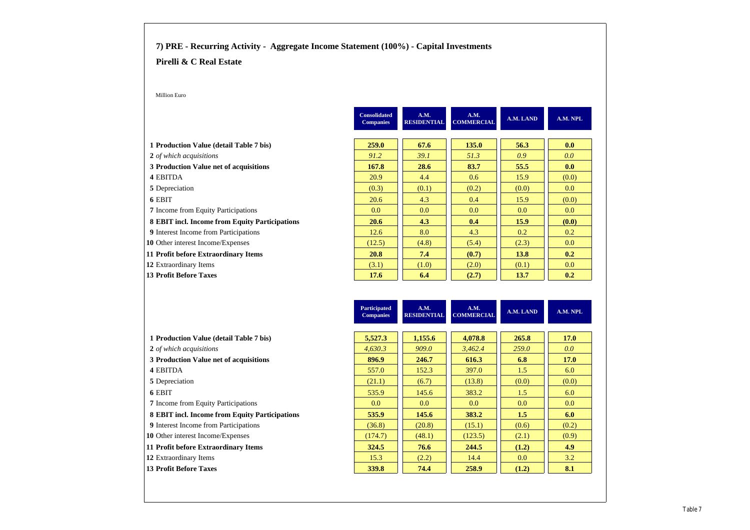## 7) PRE - Recurring Activity - Aggregate Income Statement (100%) - Capital Investments

### Pirelli & C Real Estate

Million Euro

| | Consolidated Companies | A.M. RESIDENTIAL | A.M. COMMERCIAL | A.M. LAND | A.M. NPL |
|---|---|---|---|---|---|
| **1 Production Value (detail Table 7 bis)** | **259.0** | **67.6** | **135.0** | **56.3** | **0.0** |
| 2 *of which acquisitions* | *91.2* | *39.1* | *51.3* | *0.9* | *0.0* |
| **3 Production Value net of acquisitions** | **167.8** | **28.6** | **83.7** | **55.5** | **0.0** |
| 4 EBITDA | 20.9 | 4.4 | 0.6 | 15.9 | (0.0) |
| 5 Depreciation | (0.3) | (0.1) | (0.2) | (0.0) | 0.0 |
| 6 EBIT | 20.6 | 4.3 | 0.4 | 15.9 | (0.0) |
| 7 Income from Equity Participations | 0.0 | 0.0 | 0.0 | 0.0 | 0.0 |
| **8 EBIT incl. Income from Equity Participations** | **20.6** | **4.3** | **0.4** | **15.9** | **(0.0)** |
| 9 Interest Income from Participations | 12.6 | 8.0 | 4.3 | 0.2 | 0.2 |
| 10 Other interest Income/Expenses | (12.5) | (4.8) | (5.4) | (2.3) | 0.0 |
| **11 Profit before Extraordinary Items** | **20.8** | **7.4** | **(0.7)** | **13.8** | **0.2** |
| 12 Extraordinary Items | (3.1) | (1.0) | (2.0) | (0.1) | 0.0 |
| **13 Profit Before Taxes** | **17.6** | **6.4** | **(2.7)** | **13.7** | **0.2** |

| | Participated Companies | A.M. RESIDENTIAL | A.M. COMMERCIAL | A.M. LAND | A.M. NPL |
|---|---|---|---|---|---|
| **1 Production Value (detail Table 7 bis)** | **5,527.3** | **1,155.6** | **4,078.8** | **265.8** | **17.0** |
| 2 *of which acquisitions* | *4,630.3* | *909.0* | *3,462.4* | *259.0* | *0.0* |
| **3 Production Value net of acquisitions** | **896.9** | **246.7** | **616.3** | **6.8** | **17.0** |
| 4 EBITDA | 557.0 | 152.3 | 397.0 | 1.5 | 6.0 |
| 5 Depreciation | (21.1) | (6.7) | (13.8) | (0.0) | (0.0) |
| 6 EBIT | 535.9 | 145.6 | 383.2 | 1.5 | 6.0 |
| 7 Income from Equity Participations | 0.0 | 0.0 | 0.0 | 0.0 | 0.0 |
| **8 EBIT incl. Income from Equity Participations** | **535.9** | **145.6** | **383.2** | **1.5** | **6.0** |
| 9 Interest Income from Participations | (36.8) | (20.8) | (15.1) | (0.6) | (0.2) |
| 10 Other interest Income/Expenses | (174.7) | (48.1) | (123.5) | (2.1) | (0.9) |
| **11 Profit before Extraordinary Items** | **324.5** | **76.6** | **244.5** | **(1.2)** | **4.9** |
| 12 Extraordinary Items | 15.3 | (2.2) | 14.4 | 0.0 | 3.2 |
| **13 Profit Before Taxes** | **339.8** | **74.4** | **258.9** | **(1.2)** | **8.1** |

Table 7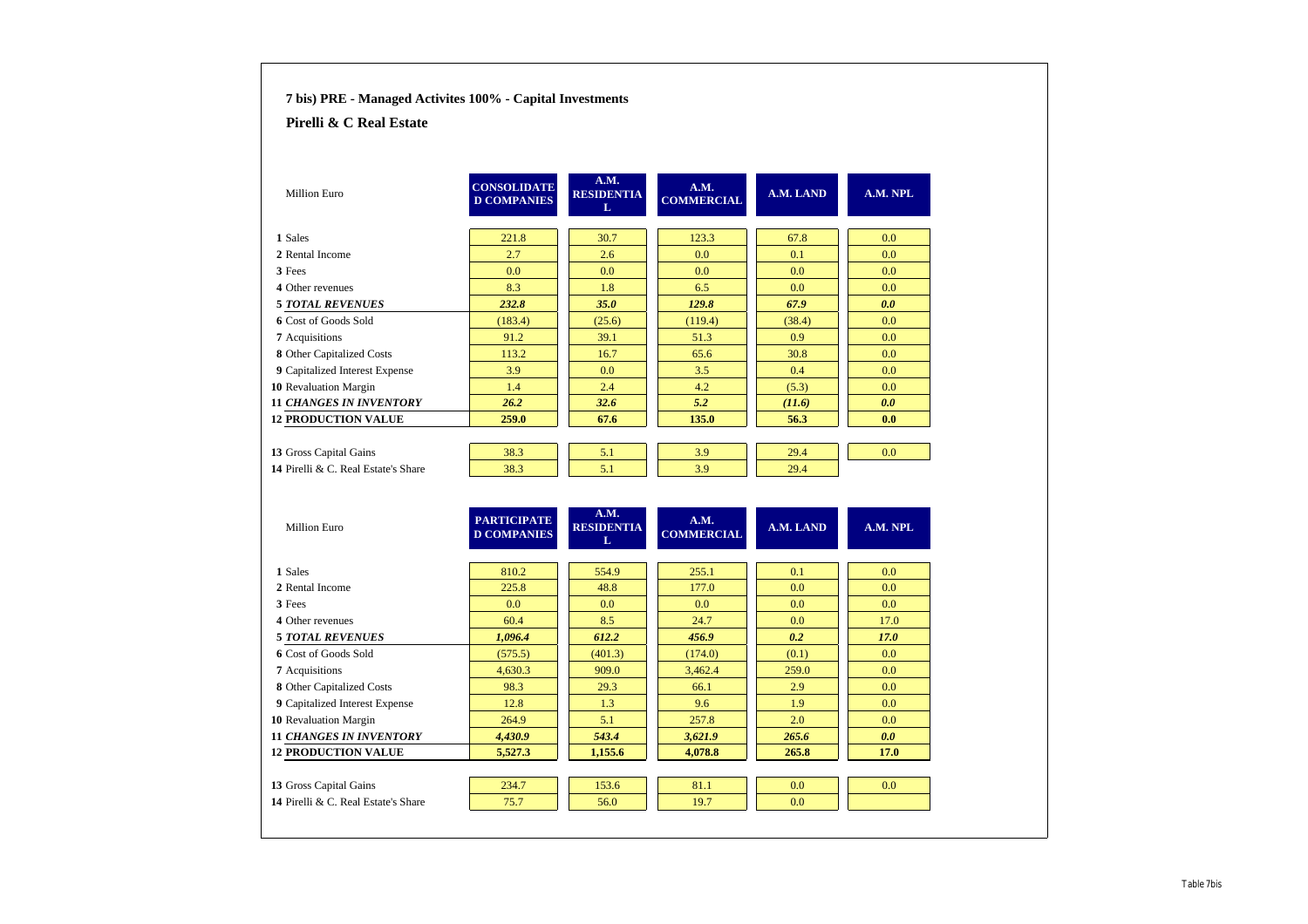## 7 bis) PRE - Managed Activites 100% - Capital Investments

## Pirelli & C Real Estate

| Million Euro | CONSOLIDATED COMPANIES | A.M. RESIDENTIAL | A.M. COMMERCIAL | A.M. LAND | A.M. NPL |
|---|---|---|---|---|---|
| 1 Sales | 221.8 | 30.7 | 123.3 | 67.8 | 0.0 |
| 2 Rental Income | 2.7 | 2.6 | 0.0 | 0.1 | 0.0 |
| 3 Fees | 0.0 | 0.0 | 0.0 | 0.0 | 0.0 |
| 4 Other revenues | 8.3 | 1.8 | 6.5 | 0.0 | 0.0 |
| ***5 TOTAL REVENUES*** | ***232.8*** | ***35.0*** | ***129.8*** | ***67.9*** | ***0.0*** |
| 6 Cost of Goods Sold | (183.4) | (25.6) | (119.4) | (38.4) | 0.0 |
| 7 Acquisitions | 91.2 | 39.1 | 51.3 | 0.9 | 0.0 |
| 8 Other Capitalized Costs | 113.2 | 16.7 | 65.6 | 30.8 | 0.0 |
| 9 Capitalized Interest Expense | 3.9 | 0.0 | 3.5 | 0.4 | 0.0 |
| 10 Revaluation Margin | 1.4 | 2.4 | 4.2 | (5.3) | 0.0 |
| ***11 CHANGES IN INVENTORY*** | ***26.2*** | ***32.6*** | ***5.2*** | ***(11.6)*** | ***0.0*** |
| **12 PRODUCTION VALUE** | **259.0** | **67.6** | **135.0** | **56.3** | **0.0** |
| | | | | | |
| 13 Gross Capital Gains | 38.3 | 5.1 | 3.9 | 29.4 | 0.0 |
| 14 Pirelli & C. Real Estate's Share | 38.3 | 5.1 | 3.9 | 29.4 | |

| Million Euro | PARTICIPATED COMPANIES | A.M. RESIDENTIAL | A.M. COMMERCIAL | A.M. LAND | A.M. NPL |
|---|---|---|---|---|---|
| 1 Sales | 810.2 | 554.9 | 255.1 | 0.1 | 0.0 |
| 2 Rental Income | 225.8 | 48.8 | 177.0 | 0.0 | 0.0 |
| 3 Fees | 0.0 | 0.0 | 0.0 | 0.0 | 0.0 |
| 4 Other revenues | 60.4 | 8.5 | 24.7 | 0.0 | 17.0 |
| ***5 TOTAL REVENUES*** | ***1,096.4*** | ***612.2*** | ***456.9*** | ***0.2*** | ***17.0*** |
| 6 Cost of Goods Sold | (575.5) | (401.3) | (174.0) | (0.1) | 0.0 |
| 7 Acquisitions | 4,630.3 | 909.0 | 3,462.4 | 259.0 | 0.0 |
| 8 Other Capitalized Costs | 98.3 | 29.3 | 66.1 | 2.9 | 0.0 |
| 9 Capitalized Interest Expense | 12.8 | 1.3 | 9.6 | 1.9 | 0.0 |
| 10 Revaluation Margin | 264.9 | 5.1 | 257.8 | 2.0 | 0.0 |
| ***11 CHANGES IN INVENTORY*** | ***4,430.9*** | ***543.4*** | ***3,621.9*** | ***265.6*** | ***0.0*** |
| **12 PRODUCTION VALUE** | **5,527.3** | **1,155.6** | **4,078.8** | **265.8** | **17.0** |
| | | | | | |
| 13 Gross Capital Gains | 234.7 | 153.6 | 81.1 | 0.0 | 0.0 |
| 14 Pirelli & C. Real Estate's Share | 75.7 | 56.0 | 19.7 | 0.0 | |

Table 7bis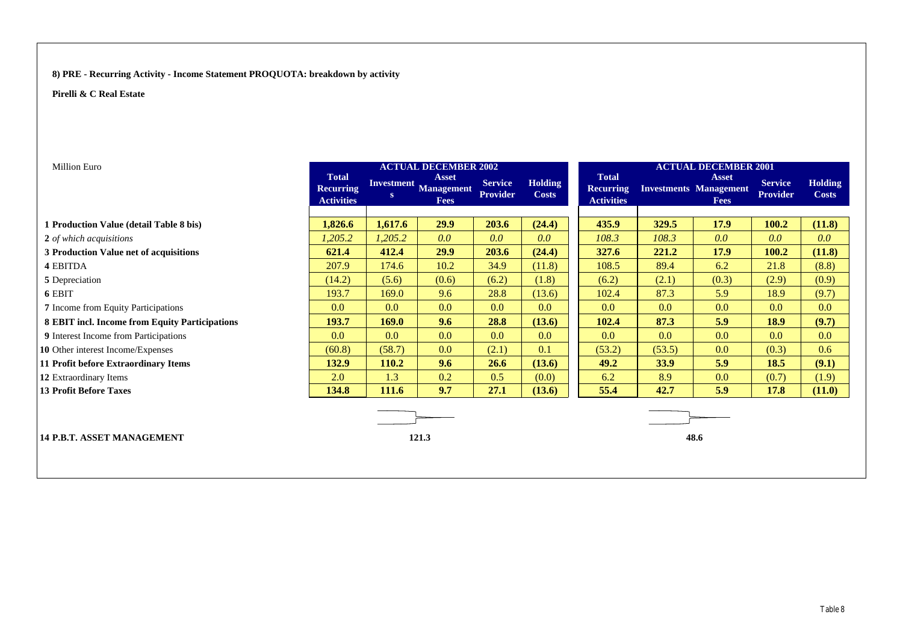**8) PRE - Recurring Activity - Income Statement PROQUOTA: breakdown by activity**

**Pirelli & C Real Estate**

| Million Euro | ACTUAL DECEMBER 2002 | | | | | ACTUAL DECEMBER 2001 | | | | |
|---|---|---|---|---|---|---|---|---|---|---|
| | **Total Recurring Activities** | **Investments** | **Asset Management Fees** | **Service Provider** | **Holding Costs** | **Total Recurring Activities** | **Investments** | **Asset Management Fees** | **Service Provider** | **Holding Costs** |
| **1 Production Value (detail Table 8 bis)** | **1,826.6** | **1,617.6** | **29.9** | **203.6** | **(24.4)** | **435.9** | **329.5** | **17.9** | **100.2** | **(11.8)** |
| 2 *of which acquisitions* | *1,205.2* | *1,205.2* | *0.0* | *0.0* | *0.0* | *108.3* | *108.3* | *0.0* | *0.0* | *0.0* |
| **3 Production Value net of acquisitions** | **621.4** | **412.4** | **29.9** | **203.6** | **(24.4)** | **327.6** | **221.2** | **17.9** | **100.2** | **(11.8)** |
| 4 EBITDA | 207.9 | 174.6 | 10.2 | 34.9 | (11.8) | 108.5 | 89.4 | 6.2 | 21.8 | (8.8) |
| 5 Depreciation | (14.2) | (5.6) | (0.6) | (6.2) | (1.8) | (6.2) | (2.1) | (0.3) | (2.9) | (0.9) |
| 6 EBIT | 193.7 | 169.0 | 9.6 | 28.8 | (13.6) | 102.4 | 87.3 | 5.9 | 18.9 | (9.7) |
| 7 Income from Equity Participations | 0.0 | 0.0 | 0.0 | 0.0 | 0.0 | 0.0 | 0.0 | 0.0 | 0.0 | 0.0 |
| **8 EBIT incl. Income from Equity Participations** | **193.7** | **169.0** | **9.6** | **28.8** | **(13.6)** | **102.4** | **87.3** | **5.9** | **18.9** | **(9.7)** |
| 9 Interest Income from Participations | 0.0 | 0.0 | 0.0 | 0.0 | 0.0 | 0.0 | 0.0 | 0.0 | 0.0 | 0.0 |
| 10 Other interest Income/Expenses | (60.8) | (58.7) | 0.0 | (2.1) | 0.1 | (53.2) | (53.5) | 0.0 | (0.3) | 0.6 |
| **11 Profit before Extraordinary Items** | **132.9** | **110.2** | **9.6** | **26.6** | **(13.6)** | **49.2** | **33.9** | **5.9** | **18.5** | **(9.1)** |
| 12 Extraordinary Items | 2.0 | 1.3 | 0.2 | 0.5 | (0.0) | 6.2 | 8.9 | 0.0 | (0.7) | (1.9) |
| **13 Profit Before Taxes** | **134.8** | **111.6** | **9.7** | **27.1** | **(13.6)** | **55.4** | **42.7** | **5.9** | **17.8** | **(11.0)** |
| **14 P.B.T. ASSET MANAGEMENT** | | | **121.3** | | | | | **48.6** | | |

Table 8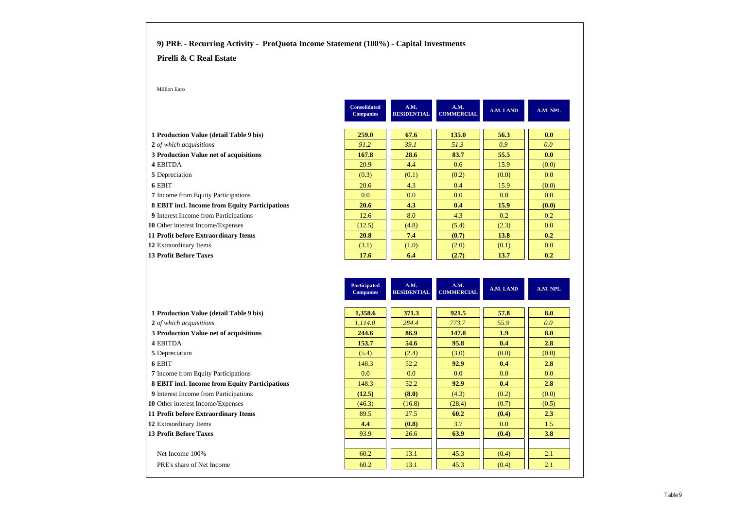## 9) PRE - Recurring Activity - ProQuota Income Statement (100%) - Capital Investments

### Pirelli & C Real Estate

Million Euro

| | Consolidated Companies | A.M. RESIDENTIAL | A.M. COMMERCIAL | A.M. LAND | A.M. NPL |
|---|---|---|---|---|---|
| **1 Production Value (detail Table 9 bis)** | **259.0** | **67.6** | **135.0** | **56.3** | **0.0** |
| *2 of which acquisitions* | *91.2* | *39.1* | *51.3* | *0.9* | *0.0* |
| **3 Production Value net of acquisitions** | **167.8** | **28.6** | **83.7** | **55.5** | **0.0** |
| 4 EBITDA | 20.9 | 4.4 | 0.6 | 15.9 | (0.0) |
| 5 Depreciation | (0.3) | (0.1) | (0.2) | (0.0) | 0.0 |
| 6 EBIT | 20.6 | 4.3 | 0.4 | 15.9 | (0.0) |
| 7 Income from Equity Participations | 0.0 | 0.0 | 0.0 | 0.0 | 0.0 |
| **8 EBIT incl. Income from Equity Participations** | **20.6** | **4.3** | **0.4** | **15.9** | **(0.0)** |
| 9 Interest Income from Participations | 12.6 | 8.0 | 4.3 | 0.2 | 0.2 |
| 10 Other interest Income/Expenses | (12.5) | (4.8) | (5.4) | (2.3) | 0.0 |
| **11 Profit before Extraordinary Items** | **20.8** | **7.4** | **(0.7)** | **13.8** | **0.2** |
| 12 Extraordinary Items | (3.1) | (1.0) | (2.0) | (0.1) | 0.0 |
| **13 Profit Before Taxes** | **17.6** | **6.4** | **(2.7)** | **13.7** | **0.2** |

| | Participated Companies | A.M. RESIDENTIAL | A.M. COMMERCIAL | A.M. LAND | A.M. NPL |
|---|---|---|---|---|---|
| **1 Production Value (detail Table 9 bis)** | **1,358.6** | **371.3** | **921.5** | **57.8** | **8.0** |
| *2 of which acquisitions* | *1,114.0* | *284.4* | *773.7* | *55.9* | *0.0* |
| **3 Production Value net of acquisitions** | **244.6** | **86.9** | **147.8** | **1.9** | **8.0** |
| 4 EBITDA | **153.7** | **54.6** | **95.8** | **0.4** | **2.8** |
| 5 Depreciation | (5.4) | (2.4) | (3.0) | (0.0) | (0.0) |
| 6 EBIT | 148.3 | 52.2 | **92.9** | **0.4** | **2.8** |
| 7 Income from Equity Participations | 0.0 | 0.0 | 0.0 | 0.0 | 0.0 |
| **8 EBIT incl. Income from Equity Participations** | 148.3 | 52.2 | **92.9** | **0.4** | **2.8** |
| 9 Interest Income from Participations | **(12.5)** | **(8.0)** | (4.3) | (0.2) | (0.0) |
| 10 Other interest Income/Expenses | (46.3) | (16.8) | (28.4) | (0.7) | (0.5) |
| **11 Profit before Extraordinary Items** | 89.5 | 27.5 | **60.2** | **(0.4)** | **2.3** |
| 12 Extraordinary Items | **4.4** | **(0.8)** | 3.7 | 0.0 | 1.5 |
| **13 Profit Before Taxes** | 93.9 | 26.6 | **63.9** | **(0.4)** | **3.8** |
| | | | | | |
| Net Income 100% | 60.2 | 13.1 | 45.3 | (0.4) | 2.1 |
| PRE's share of Net Income | 60.2 | 13.1 | 45.3 | (0.4) | 2.1 |

Table 9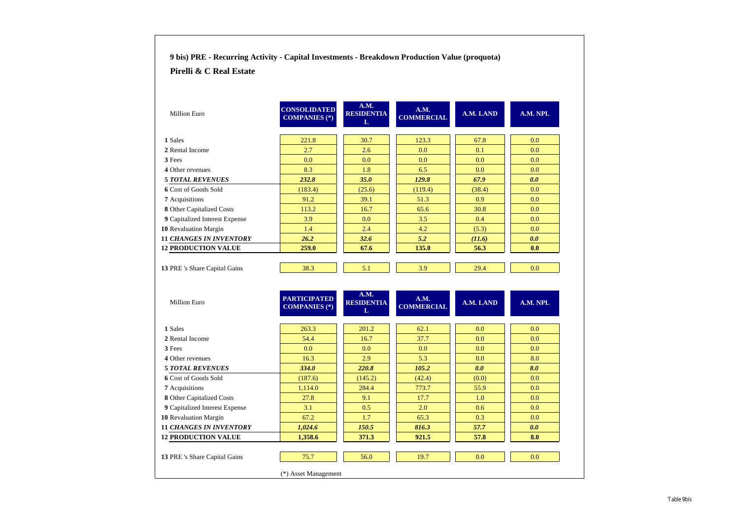## 9 bis) PRE - Recurring Activity - Capital Investments - Breakdown Production Value (proquota)

## Pirelli & C Real Estate

| Million Euro | CONSOLIDATED COMPANIES (*) | A.M. RESIDENTIAL | A.M. COMMERCIAL | A.M. LAND | A.M. NPL |
|---|---|---|---|---|---|
| **1** Sales | 221.8 | 30.7 | 123.3 | 67.8 | 0.0 |
| **2** Rental Income | 2.7 | 2.6 | 0.0 | 0.1 | 0.0 |
| **3** Fees | 0.0 | 0.0 | 0.0 | 0.0 | 0.0 |
| **4** Other revenues | 8.3 | 1.8 | 6.5 | 0.0 | 0.0 |
| **5** ***TOTAL REVENUES*** | ***232.8*** | ***35.0*** | ***129.8*** | ***67.9*** | ***0.0*** |
| **6** Cost of Goods Sold | (183.4) | (25.6) | (119.4) | (38.4) | 0.0 |
| **7** Acquisitions | 91.2 | 39.1 | 51.3 | 0.9 | 0.0 |
| **8** Other Capitalized Costs | 113.2 | 16.7 | 65.6 | 30.8 | 0.0 |
| **9** Capitalized Interest Expense | 3.9 | 0.0 | 3.5 | 0.4 | 0.0 |
| **10** Revaluation Margin | 1.4 | 2.4 | 4.2 | (5.3) | 0.0 |
| **11** ***CHANGES IN INVENTORY*** | ***26.2*** | ***32.6*** | ***5.2*** | ***(11.6)*** | ***0.0*** |
| **12 PRODUCTION VALUE** | **259.0** | **67.6** | **135.0** | **56.3** | **0.0** |
| | | | | | |
| **13** PRE 's Share Capital Gains | 38.3 | 5.1 | 3.9 | 29.4 | 0.0 |

| Million Euro | PARTICIPATED COMPANIES (*) | A.M. RESIDENTIAL | A.M. COMMERCIAL | A.M. LAND | A.M. NPL |
|---|---|---|---|---|---|
| **1** Sales | 263.3 | 201.2 | 62.1 | 0.0 | 0.0 |
| **2** Rental Income | 54.4 | 16.7 | 37.7 | 0.0 | 0.0 |
| **3** Fees | 0.0 | 0.0 | 0.0 | 0.0 | 0.0 |
| **4** Other revenues | 16.3 | 2.9 | 5.3 | 0.0 | 8.0 |
| **5** ***TOTAL REVENUES*** | ***334.0*** | ***220.8*** | ***105.2*** | ***0.0*** | ***8.0*** |
| **6** Cost of Goods Sold | (187.6) | (145.2) | (42.4) | (0.0) | 0.0 |
| **7** Acquisitions | 1,114.0 | 284.4 | 773.7 | 55.9 | 0.0 |
| **8** Other Capitalized Costs | 27.8 | 9.1 | 17.7 | 1.0 | 0.0 |
| **9** Capitalized Interest Expense | 3.1 | 0.5 | 2.0 | 0.6 | 0.0 |
| **10** Revaluation Margin | 67.2 | 1.7 | 65.3 | 0.3 | 0.0 |
| **11** ***CHANGES IN INVENTORY*** | ***1,024.6*** | ***150.5*** | ***816.3*** | ***57.7*** | ***0.0*** |
| **12 PRODUCTION VALUE** | **1,358.6** | **371.3** | **921.5** | **57.8** | **8.0** |
| | | | | | |
| **13** PRE 's Share Capital Gains | 75.7 | 56.0 | 19.7 | 0.0 | 0.0 |

(*) Asset Management

Table 9bis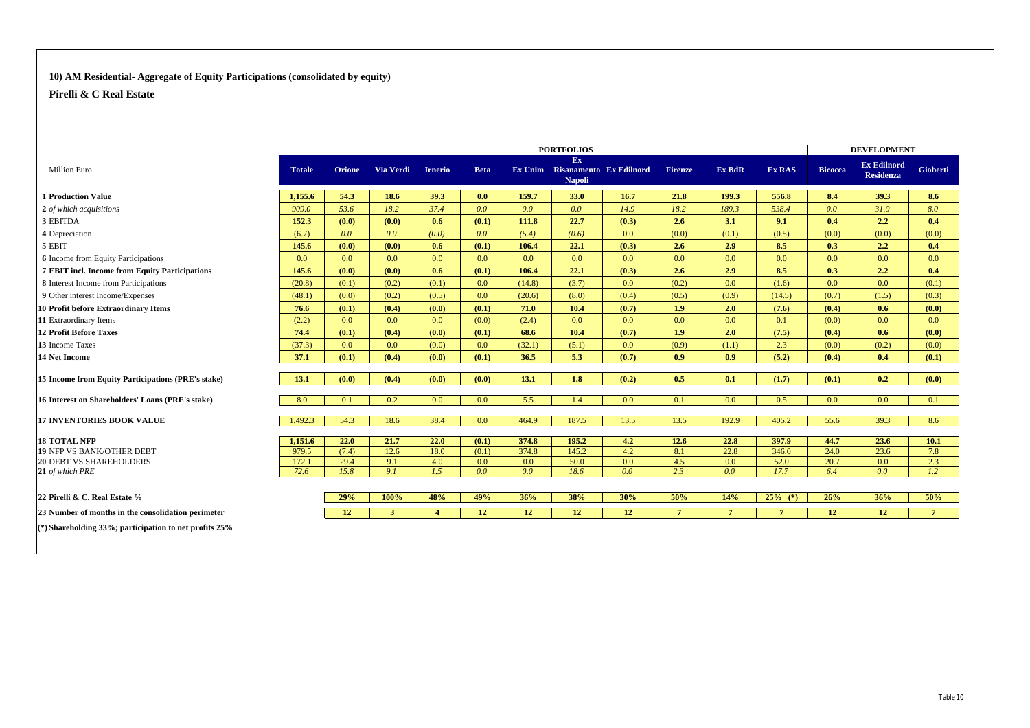## 10) AM Residential- Aggregate of Equity Participations (consolidated by equity)

### Pirelli & C Real Estate

| Million Euro | PORTFOLIOS | | | | | | | | | | | DEVELOPMENT | | |
|---|---|---|---|---|---|---|---|---|---|---|---|---|---|---|
| | **Totale** | **Orione** | **Via Verdi** | **Irnerio** | **Beta** | **Ex Unim** | **Ex Risanamento Napoli** | **Ex Edilnord** | **Firenze** | **Ex BdR** | **Ex RAS** | **Bicocca** | **Ex Edilnord Residenza** | **Gioberti** |
| **1 Production Value** | **1,155.6** | **54.3** | **18.6** | **39.3** | **0.0** | **159.7** | **33.0** | **16.7** | **21.8** | **199.3** | **556.8** | **8.4** | **39.3** | **8.6** |
| **2** *of which acquisitions* | *909.0* | *53.6* | *18.2* | *37.4* | *0.0* | *0.0* | *0.0* | *14.9* | *18.2* | *189.3* | *538.4* | *0.0* | *31.0* | *8.0* |
| **3** EBITDA | **152.3** | **(0.0)** | **(0.0)** | **0.6** | **(0.1)** | **111.8** | **22.7** | **(0.3)** | **2.6** | **3.1** | **9.1** | **0.4** | **2.2** | **0.4** |
| **4** Depreciation | (6.7) | *0.0* | *0.0* | *(0.0)* | *0.0* | *(5.4)* | *(0.6)* | 0.0 | (0.0) | (0.1) | (0.5) | (0.0) | (0.0) | (0.0) |
| **5** EBIT | **145.6** | **(0.0)** | **(0.0)** | **0.6** | **(0.1)** | **106.4** | **22.1** | **(0.3)** | **2.6** | **2.9** | **8.5** | **0.3** | **2.2** | **0.4** |
| **6** Income from Equity Participations | 0.0 | 0.0 | 0.0 | 0.0 | 0.0 | 0.0 | 0.0 | 0.0 | 0.0 | 0.0 | 0.0 | 0.0 | 0.0 | 0.0 |
| **7 EBIT incl. Income from Equity Participations** | **145.6** | **(0.0)** | **(0.0)** | **0.6** | **(0.1)** | **106.4** | **22.1** | **(0.3)** | **2.6** | **2.9** | **8.5** | **0.3** | **2.2** | **0.4** |
| **8** Interest Income from Participations | (20.8) | (0.1) | (0.2) | (0.1) | 0.0 | (14.8) | (3.7) | 0.0 | (0.2) | 0.0 | (1.6) | 0.0 | 0.0 | (0.1) |
| **9** Other interest Income/Expenses | (48.1) | (0.0) | (0.2) | (0.5) | 0.0 | (20.6) | (8.0) | (0.4) | (0.5) | (0.9) | (14.5) | (0.7) | (1.5) | (0.3) |
| **10 Profit before Extraordinary Items** | **76.6** | **(0.1)** | **(0.4)** | **(0.0)** | **(0.1)** | **71.0** | **10.4** | **(0.7)** | **1.9** | **2.0** | **(7.6)** | **(0.4)** | **0.6** | **(0.0)** |
| **11** Extraordinary Items | (2.2) | 0.0 | 0.0 | 0.0 | (0.0) | (2.4) | 0.0 | 0.0 | 0.0 | 0.0 | 0.1 | (0.0) | 0.0 | 0.0 |
| **12 Profit Before Taxes** | **74.4** | **(0.1)** | **(0.4)** | **(0.0)** | **(0.1)** | **68.6** | **10.4** | **(0.7)** | **1.9** | **2.0** | **(7.5)** | **(0.4)** | **0.6** | **(0.0)** |
| **13** Income Taxes | (37.3) | 0.0 | 0.0 | (0.0) | 0.0 | (32.1) | (5.1) | 0.0 | (0.9) | (1.1) | 2.3 | (0.0) | (0.2) | (0.0) |
| **14 Net Income** | **37.1** | **(0.1)** | **(0.4)** | **(0.0)** | **(0.1)** | **36.5** | **5.3** | **(0.7)** | **0.9** | **0.9** | **(5.2)** | **(0.4)** | **0.4** | **(0.1)** |
| **15 Income from Equity Participations (PRE's stake)** | **13.1** | **(0.0)** | **(0.4)** | **(0.0)** | **(0.0)** | **13.1** | **1.8** | **(0.2)** | **0.5** | **0.1** | **(1.7)** | **(0.1)** | **0.2** | **(0.0)** |
| **16 Interest on Shareholders' Loans (PRE's stake)** | 8.0 | 0.1 | 0.2 | 0.0 | 0.0 | 5.5 | 1.4 | 0.0 | 0.1 | 0.0 | 0.5 | 0.0 | 0.0 | 0.1 |
| **17 INVENTORIES BOOK VALUE** | 1,492.3 | 54.3 | 18.6 | 38.4 | 0.0 | 464.9 | 187.5 | 13.5 | 13.5 | 192.9 | 405.2 | 55.6 | 39.3 | 8.6 |
| **18 TOTAL NFP** | **1,151.6** | **22.0** | **21.7** | **22.0** | **(0.1)** | **374.8** | **195.2** | **4.2** | **12.6** | **22.8** | **397.9** | **44.7** | **23.6** | **10.1** |
| **19** NFP VS BANK/OTHER DEBT | 979.5 | (7.4) | 12.6 | 18.0 | (0.1) | 374.8 | 145.2 | 4.2 | 8.1 | 22.8 | 346.0 | 24.0 | 23.6 | 7.8 |
| **20** DEBT VS SHAREHOLDERS | 172.1 | 29.4 | 9.1 | 4.0 | 0.0 | 0.0 | 50.0 | 0.0 | 4.5 | 0.0 | 52.0 | 20.7 | 0.0 | 2.3 |
| **21** *of which PRE* | *72.6* | *15.8* | *9.1* | *1.5* | *0.0* | *0.0* | *18.6* | *0.0* | *2.3* | *0.0* | *17.7* | *6.4* | *0.0* | *1.2* |
| **22 Pirelli & C. Real Estate %** | | **29%** | **100%** | **48%** | **49%** | **36%** | **38%** | **30%** | **50%** | **14%** | **25% (*)** | **26%** | **36%** | **50%** |
| **23 Number of months in the consolidation perimeter** | | **12** | **3** | **4** | **12** | **12** | **12** | **12** | **7** | **7** | **7** | **12** | **12** | **7** |

**(*) Shareholding 33%; participation to net profits 25%**

Table 10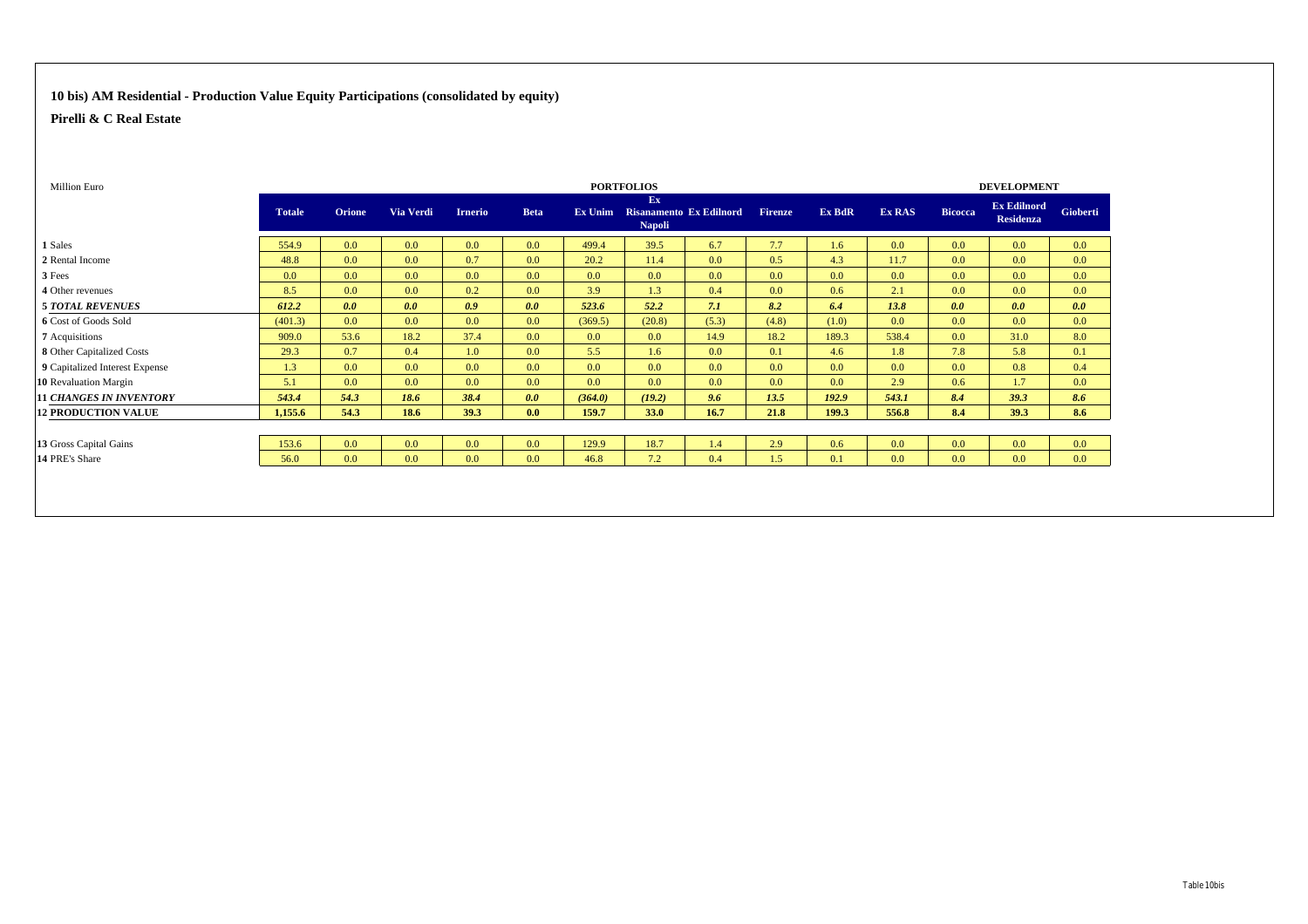## 10 bis) AM Residential - Production Value Equity Participations (consolidated by equity)

**Pirelli & C Real Estate**

| Million Euro | | PORTFOLIOS | | | | | | | | | | DEVELOPMENT | | |
|---|---|---|---|---|---|---|---|---|---|---|---|---|---|---|
| | **Totale** | **Orione** | **Via Verdi** | **Irnerio** | **Beta** | **Ex Unim** | **Ex Risanamento Napoli** | **Ex Edilnord** | **Firenze** | **Ex BdR** | **Ex RAS** | **Bicocca** | **Ex Edilnord Residenza** | **Gioberti** |
| **1** Sales | 554.9 | 0.0 | 0.0 | 0.0 | 0.0 | 499.4 | 39.5 | 6.7 | 7.7 | 1.6 | 0.0 | 0.0 | 0.0 | 0.0 |
| **2** Rental Income | 48.8 | 0.0 | 0.0 | 0.7 | 0.0 | 20.2 | 11.4 | 0.0 | 0.5 | 4.3 | 11.7 | 0.0 | 0.0 | 0.0 |
| **3** Fees | 0.0 | 0.0 | 0.0 | 0.0 | 0.0 | 0.0 | 0.0 | 0.0 | 0.0 | 0.0 | 0.0 | 0.0 | 0.0 | 0.0 |
| **4** Other revenues | 8.5 | 0.0 | 0.0 | 0.2 | 0.0 | 3.9 | 1.3 | 0.4 | 0.0 | 0.6 | 2.1 | 0.0 | 0.0 | 0.0 |
| **5** ***TOTAL REVENUES*** | ***612.2*** | ***0.0*** | ***0.0*** | ***0.9*** | ***0.0*** | ***523.6*** | ***52.2*** | ***7.1*** | ***8.2*** | ***6.4*** | ***13.8*** | ***0.0*** | ***0.0*** | ***0.0*** |
| **6** Cost of Goods Sold | (401.3) | 0.0 | 0.0 | 0.0 | 0.0 | (369.5) | (20.8) | (5.3) | (4.8) | (1.0) | 0.0 | 0.0 | 0.0 | 0.0 |
| **7** Acquisitions | 909.0 | 53.6 | 18.2 | 37.4 | 0.0 | 0.0 | 0.0 | 14.9 | 18.2 | 189.3 | 538.4 | 0.0 | 31.0 | 8.0 |
| **8** Other Capitalized Costs | 29.3 | 0.7 | 0.4 | 1.0 | 0.0 | 5.5 | 1.6 | 0.0 | 0.1 | 4.6 | 1.8 | 7.8 | 5.8 | 0.1 |
| **9** Capitalized Interest Expense | 1.3 | 0.0 | 0.0 | 0.0 | 0.0 | 0.0 | 0.0 | 0.0 | 0.0 | 0.0 | 0.0 | 0.0 | 0.8 | 0.4 |
| **10** Revaluation Margin | 5.1 | 0.0 | 0.0 | 0.0 | 0.0 | 0.0 | 0.0 | 0.0 | 0.0 | 0.0 | 2.9 | 0.6 | 1.7 | 0.0 |
| **11** ***CHANGES IN INVENTORY*** | ***543.4*** | ***54.3*** | ***18.6*** | ***38.4*** | ***0.0*** | ***(364.0)*** | ***(19.2)*** | ***9.6*** | ***13.5*** | ***192.9*** | ***543.1*** | ***8.4*** | ***39.3*** | ***8.6*** |
| **12 PRODUCTION VALUE** | **1,155.6** | **54.3** | **18.6** | **39.3** | **0.0** | **159.7** | **33.0** | **16.7** | **21.8** | **199.3** | **556.8** | **8.4** | **39.3** | **8.6** |
| | | | | | | | | | | | | | | |
| **13** Gross Capital Gains | 153.6 | 0.0 | 0.0 | 0.0 | 0.0 | 129.9 | 18.7 | 1.4 | 2.9 | 0.6 | 0.0 | 0.0 | 0.0 | 0.0 |
| **14** PRE's Share | 56.0 | 0.0 | 0.0 | 0.0 | 0.0 | 46.8 | 7.2 | 0.4 | 1.5 | 0.1 | 0.0 | 0.0 | 0.0 | 0.0 |

Table 10bis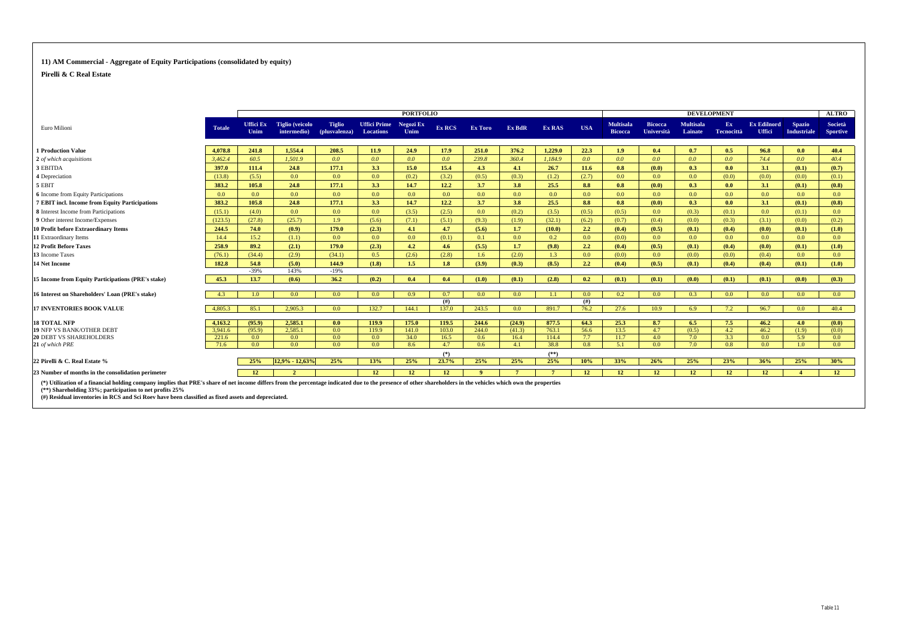## 11) AM Commercial - Aggregate of Equity Participations (consolidated by equity)

**Pirelli & C Real Estate**

| Euro Milioni | Totale | PORTFOLIO | | | | | | | | | | | DEVELOPMENT | | | | | | ALTRO |
|---|---|---|---|---|---|---|---|---|---|---|---|---|---|---|---|---|---|---|---|
| | | Uffici Ex Unim | Tiglio (veicolo intermedio) | Tiglio (plusvalenza) | Uffici Prime Locations | Negozi Ex Unim | Ex RCS | Ex Toro | Ex BdR | Ex RAS | USA | Multisala Bicocca | Bicocca Università | Multisala Lainate | Ex Tecnocittà | Ex Edilnord Uffici | Spazio Industriale | Società Sportive |
| **1 Production Value** | **4,078.8** | **241.8** | **1,554.4** | **208.5** | **11.9** | **24.9** | **17.9** | **251.0** | **376.2** | **1,229.0** | **22.3** | **1.9** | **0.4** | **0.7** | **0.5** | **96.8** | **0.0** | **40.4** |
| *2 of which acquisitions* | *3,462.4* | *60.5* | *1,501.9* | *0.0* | *0.0* | *0.0* | *0.0* | *239.8* | *360.4* | *1,184.9* | *0.0* | *0.0* | *0.0* | *0.0* | *0.0* | *74.4* | *0.0* | *40.4* |
| **3** EBITDA | **397.0** | **111.4** | **24.8** | **177.1** | **3.3** | **15.0** | **15.4** | **4.3** | **4.1** | **26.7** | **11.6** | **0.8** | **(0.0)** | **0.3** | **0.0** | **3.1** | **(0.1)** | **(0.7)** |
| **4** Depreciation | (13.8) | (5.5) | 0.0 | 0.0 | 0.0 | (0.2) | (3.2) | (0.5) | (0.3) | (1.2) | (2.7) | 0.0 | 0.0 | 0.0 | (0.0) | (0.0) | (0.0) | (0.1) |
| **5** EBIT | **383.2** | **105.8** | **24.8** | **177.1** | **3.3** | **14.7** | **12.2** | **3.7** | **3.8** | **25.5** | **8.8** | **0.8** | **(0.0)** | **0.3** | **0.0** | **3.1** | **(0.1)** | **(0.8)** |
| **6** Income from Equity Participations | 0.0 | 0.0 | 0.0 | 0.0 | 0.0 | 0.0 | 0.0 | 0.0 | 0.0 | 0.0 | 0.0 | 0.0 | 0.0 | 0.0 | 0.0 | 0.0 | 0.0 | 0.0 |
| **7 EBIT incl. Income from Equity Participations** | **383.2** | **105.8** | **24.8** | **177.1** | **3.3** | **14.7** | **12.2** | **3.7** | **3.8** | **25.5** | **8.8** | **0.8** | **(0.0)** | **0.3** | **0.0** | **3.1** | **(0.1)** | **(0.8)** |
| **8** Interest Income from Participations | (15.1) | (4.0) | 0.0 | 0.0 | 0.0 | (3.5) | (2.5) | 0.0 | (0.2) | (3.5) | (0.5) | (0.5) | 0.0 | (0.3) | (0.1) | 0.0 | (0.1) | 0.0 |
| **9** Other interest Income/Expenses | (123.5) | (27.8) | (25.7) | 1.9 | (5.6) | (7.1) | (5.1) | (9.3) | (1.9) | (32.1) | (6.2) | (0.7) | (0.4) | (0.0) | (0.3) | (3.1) | (0.0) | (0.2) |
| **10 Profit before Extraordinary Items** | **244.5** | **74.0** | **(0.9)** | **179.0** | **(2.3)** | **4.1** | **4.7** | **(5.6)** | **1.7** | **(10.0)** | **2.2** | **(0.4)** | **(0.5)** | **(0.1)** | **(0.4)** | **(0.0)** | **(0.1)** | **(1.0)** |
| **11** Extraordinary Items | 14.4 | 15.2 | (1.1) | 0.0 | 0.0 | 0.0 | (0.1) | 0.1 | 0.0 | 0.2 | 0.0 | (0.0) | 0.0 | 0.0 | 0.0 | 0.0 | 0.0 | 0.0 |
| **12 Profit Before Taxes** | **258.9** | **89.2** | **(2.1)** | **179.0** | **(2.3)** | **4.2** | **4.6** | **(5.5)** | **1.7** | **(9.8)** | **2.2** | **(0.4)** | **(0.5)** | **(0.1)** | **(0.4)** | **(0.0)** | **(0.1)** | **(1.0)** |
| **13** Income Taxes | (76.1) | (34.4) | (2.9) | (34.1) | 0.5 | (2.6) | (2.8) | 1.6 | (2.0) | 1.3 | 0.0 | (0.0) | 0.0 | (0.0) | (0.0) | (0.4) | 0.0 | 0.0 |
| **14 Net Income** | **182.8** | **54.8** | **(5.0)** | **144.9** | **(1.8)** | **1.5** | **1.8** | **(3.9)** | **(0.3)** | **(8.5)** | **2.2** | **(0.4)** | **(0.5)** | **(0.1)** | **(0.4)** | **(0.4)** | **(0.1)** | **(1.0)** |
| | | -39% | 143% | -19% | | | | | | | | | | | | | | |
| **15 Income from Equity Participations (PRE's stake)** | **45.3** | **13.7** | **(0.6)** | **36.2** | **(0.2)** | **0.4** | **0.4** | **(1.0)** | **(0.1)** | **(2.8)** | **0.2** | **(0.1)** | **(0.1)** | **(0.0)** | **(0.1)** | **(0.1)** | **(0.0)** | **(0.3)** |
| **16 Interest on Shareholders' Loan (PRE's stake)** | 4.3 | 1.0 | 0.0 | 0.0 | 0.0 | 0.9 | 0.7 | 0.0 | 0.0 | 1.1 | 0.0 | 0.2 | 0.0 | 0.3 | 0.0 | 0.0 | 0.0 | 0.0 |
| | | | | | | | (#) | | | | (#) | | | | | | | |
| **17 INVENTORIES BOOK VALUE** | 4,805.3 | 85.1 | 2,905.3 | 0.0 | 132.7 | 144.1 | 137.0 | 243.5 | 0.0 | 891.7 | 76.2 | 27.6 | 10.9 | 6.9 | 7.2 | 96.7 | 0.0 | 40.4 |
| **18 TOTAL NFP** | **4,163.2** | **(95.9)** | **2,585.1** | **0.0** | **119.9** | **175.0** | **119.5** | **244.6** | **(24.9)** | **877.5** | **64.3** | **25.3** | **8.7** | **6.5** | **7.5** | **46.2** | **4.0** | **(0.0)** |
| **19** NFP VS BANK/OTHER DEBT | 3,941.6 | (95.9) | 2,585.1 | 0.0 | 119.9 | 141.0 | 103.0 | 244.0 | (41.3) | 763.1 | 56.6 | 13.5 | 4.7 | (0.5) | 4.2 | 46.2 | (1.9) | (0.0) |
| **20** DEBT VS SHAREHOLDERS | 221.6 | 0.0 | 0.0 | 0.0 | 0.0 | 34.0 | 16.5 | 0.6 | 16.4 | 114.4 | 7.7 | 11.7 | 4.0 | 7.0 | 3.3 | 0.0 | 5.9 | 0.0 |
| **21** *of which PRE* | 71.6 | 0.0 | 0.0 | 0.0 | 0.0 | 8.6 | 4.7 | 0.6 | 4.1 | 38.8 | 0.8 | 5.1 | 0.0 | 7.0 | 0.8 | 0.0 | 1.0 | 0.0 |
| | | | | | | | (*) | | | (**) | | | | | | | | |
| **22 Pirelli & C. Real Estate %** | | **25%** | **12,9% - 12,63%** | **25%** | **13%** | **25%** | **23.7%** | **25%** | **25%** | **25%** | **10%** | **33%** | **26%** | **25%** | **23%** | **36%** | **25%** | **30%** |
| **23 Number of months in the consolidation perimeter** | | **12** | **2** | | **12** | **12** | **12** | **9** | **7** | **7** | **12** | **12** | **12** | **12** | **12** | **12** | **4** | **12** |

**(*) Utilization of a financial holding company implies that PRE's share of net income differs from the percentage indicated due to the presence of other shareholders in the vehicles which own the properties**

**(**) Shareholding 33%; participation to net profits 25%**

**(#) Residual inventories in RCS and Sci Roev have been classified as fixed assets and depreciated.**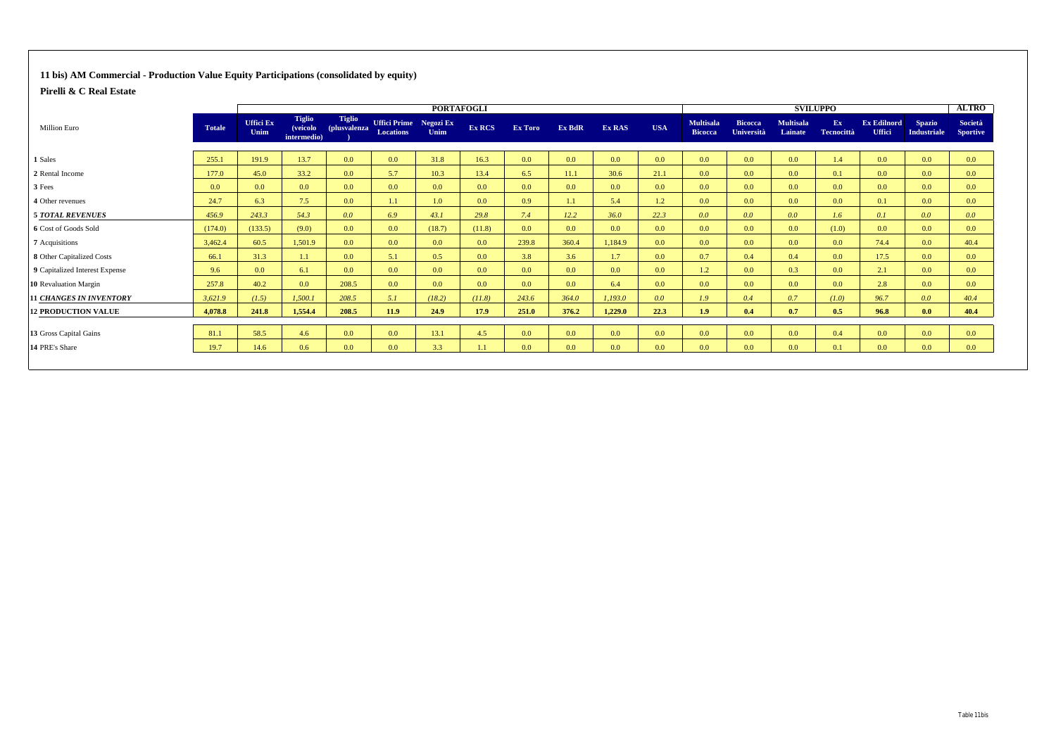## 11 bis) AM Commercial - Production Value Equity Participations (consolidated by equity)

**Pirelli & C Real Estate**

| Million Euro | Totale | PORTAFOGLI | | | | | | | | | | | SVILUPPO | | | | | | | ALTRO |
|---|---|---|---|---|---|---|---|---|---|---|---|---|---|---|---|---|---|---|---|---|
| | | Uffici Ex Unim | Tiglio (veicolo intermedio) | Tiglio (plusvalenza ) | Uffici Prime Locations | Negozi Ex Unim | Ex RCS | Ex Toro | Ex BdR | Ex RAS | USA | Multisala Bicocca | Bicocca Università | Multisala Lainate | Ex Tecnocittà | Ex Edilnord Uffici | Spazio Industriale | Società Sportive |
| **1** Sales | 255.1 | 191.9 | 13.7 | 0.0 | 0.0 | 31.8 | 16.3 | 0.0 | 0.0 | 0.0 | 0.0 | 0.0 | 0.0 | 0.0 | 1.4 | 0.0 | 0.0 | 0.0 |
| **2** Rental Income | 177.0 | 45.0 | 33.2 | 0.0 | 5.7 | 10.3 | 13.4 | 6.5 | 11.1 | 30.6 | 21.1 | 0.0 | 0.0 | 0.0 | 0.1 | 0.0 | 0.0 | 0.0 |
| **3** Fees | 0.0 | 0.0 | 0.0 | 0.0 | 0.0 | 0.0 | 0.0 | 0.0 | 0.0 | 0.0 | 0.0 | 0.0 | 0.0 | 0.0 | 0.0 | 0.0 | 0.0 | 0.0 |
| **4** Other revenues | 24.7 | 6.3 | 7.5 | 0.0 | 1.1 | 1.0 | 0.0 | 0.9 | 1.1 | 5.4 | 1.2 | 0.0 | 0.0 | 0.0 | 0.0 | 0.1 | 0.0 | 0.0 |
| ***5 TOTAL REVENUES*** | *456.9* | *243.3* | *54.3* | *0.0* | *6.9* | *43.1* | *29.8* | *7.4* | *12.2* | *36.0* | *22.3* | *0.0* | *0.0* | *0.0* | *1.6* | *0.1* | *0.0* | *0.0* |
| **6** Cost of Goods Sold | (174.0) | (133.5) | (9.0) | 0.0 | 0.0 | (18.7) | (11.8) | 0.0 | 0.0 | 0.0 | 0.0 | 0.0 | 0.0 | 0.0 | (1.0) | 0.0 | 0.0 | 0.0 |
| **7** Acquisitions | 3,462.4 | 60.5 | 1,501.9 | 0.0 | 0.0 | 0.0 | 0.0 | 239.8 | 360.4 | 1,184.9 | 0.0 | 0.0 | 0.0 | 0.0 | 0.0 | 74.4 | 0.0 | 40.4 |
| **8** Other Capitalized Costs | 66.1 | 31.3 | 1.1 | 0.0 | 5.1 | 0.5 | 0.0 | 3.8 | 3.6 | 1.7 | 0.0 | 0.7 | 0.4 | 0.4 | 0.0 | 17.5 | 0.0 | 0.0 |
| **9** Capitalized Interest Expense | 9.6 | 0.0 | 6.1 | 0.0 | 0.0 | 0.0 | 0.0 | 0.0 | 0.0 | 0.0 | 0.0 | 1.2 | 0.0 | 0.3 | 0.0 | 2.1 | 0.0 | 0.0 |
| **10** Revaluation Margin | 257.8 | 40.2 | 0.0 | 208.5 | 0.0 | 0.0 | 0.0 | 0.0 | 0.0 | 6.4 | 0.0 | 0.0 | 0.0 | 0.0 | 0.0 | 2.8 | 0.0 | 0.0 |
| ***11 CHANGES IN INVENTORY*** | *3,621.9* | *(1.5)* | *1,500.1* | *208.5* | *5.1* | *(18.2)* | *(11.8)* | *243.6* | *364.0* | *1,193.0* | *0.0* | *1.9* | *0.4* | *0.7* | *(1.0)* | *96.7* | *0.0* | *40.4* |
| **12 PRODUCTION VALUE** | **4,078.8** | **241.8** | **1,554.4** | **208.5** | **11.9** | **24.9** | **17.9** | **251.0** | **376.2** | **1,229.0** | **22.3** | **1.9** | **0.4** | **0.7** | **0.5** | **96.8** | **0.0** | **40.4** |
| **13** Gross Capital Gains | 81.1 | 58.5 | 4.6 | 0.0 | 0.0 | 13.1 | 4.5 | 0.0 | 0.0 | 0.0 | 0.0 | 0.0 | 0.0 | 0.0 | 0.4 | 0.0 | 0.0 | 0.0 |
| **14** PRE's Share | 19.7 | 14.6 | 0.6 | 0.0 | 0.0 | 3.3 | 1.1 | 0.0 | 0.0 | 0.0 | 0.0 | 0.0 | 0.0 | 0.0 | 0.1 | 0.0 | 0.0 | 0.0 |

Table 11bis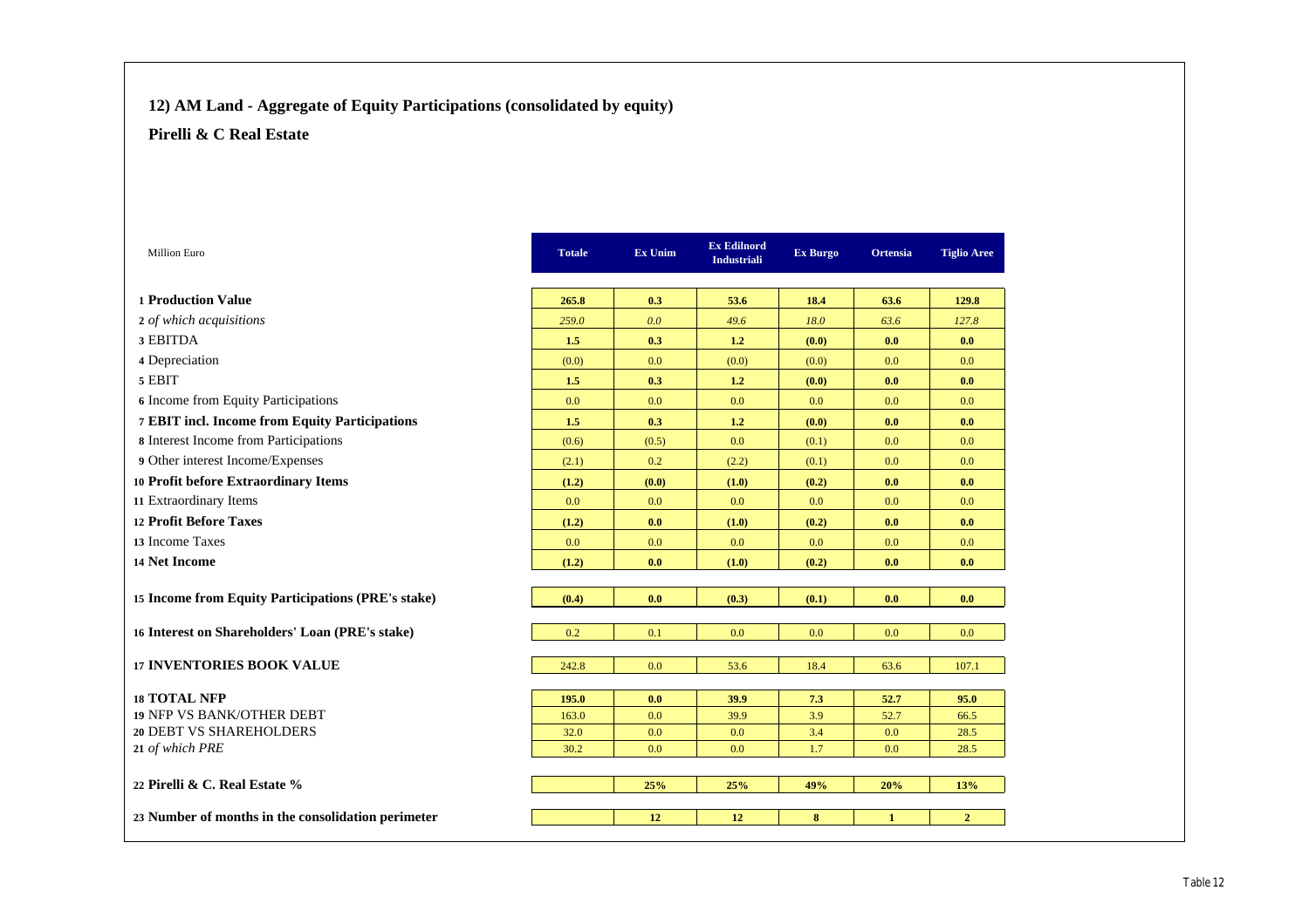## 12) AM Land - Aggregate of Equity Participations (consolidated by equity)

### Pirelli & C Real Estate

| Million Euro | Totale | Ex Unim | Ex Edilnord Industriali | Ex Burgo | Ortensia | Tiglio Aree |
|---|---|---|---|---|---|---|
| 1 **Production Value** | **265.8** | **0.3** | **53.6** | **18.4** | **63.6** | **129.8** |
| 2 *of which acquisitions* | *259.0* | *0.0* | *49.6* | *18.0* | *63.6* | *127.8* |
| 3 EBITDA | **1.5** | **0.3** | **1.2** | **(0.0)** | **0.0** | **0.0** |
| 4 Depreciation | (0.0) | 0.0 | (0.0) | (0.0) | 0.0 | 0.0 |
| 5 EBIT | **1.5** | **0.3** | **1.2** | **(0.0)** | **0.0** | **0.0** |
| 6 Income from Equity Participations | 0.0 | 0.0 | 0.0 | 0.0 | 0.0 | 0.0 |
| 7 **EBIT incl. Income from Equity Participations** | **1.5** | **0.3** | **1.2** | **(0.0)** | **0.0** | **0.0** |
| 8 Interest Income from Participations | (0.6) | (0.5) | 0.0 | (0.1) | 0.0 | 0.0 |
| 9 Other interest Income/Expenses | (2.1) | 0.2 | (2.2) | (0.1) | 0.0 | 0.0 |
| 10 **Profit before Extraordinary Items** | **(1.2)** | **(0.0)** | **(1.0)** | **(0.2)** | **0.0** | **0.0** |
| 11 Extraordinary Items | 0.0 | 0.0 | 0.0 | 0.0 | 0.0 | 0.0 |
| 12 **Profit Before Taxes** | **(1.2)** | **0.0** | **(1.0)** | **(0.2)** | **0.0** | **0.0** |
| 13 Income Taxes | 0.0 | 0.0 | 0.0 | 0.0 | 0.0 | 0.0 |
| 14 **Net Income** | **(1.2)** | **0.0** | **(1.0)** | **(0.2)** | **0.0** | **0.0** |
| 15 **Income from Equity Participations (PRE's stake)** | **(0.4)** | **0.0** | **(0.3)** | **(0.1)** | **0.0** | **0.0** |
| 16 **Interest on Shareholders' Loan (PRE's stake)** | 0.2 | 0.1 | 0.0 | 0.0 | 0.0 | 0.0 |
| 17 **INVENTORIES BOOK VALUE** | 242.8 | 0.0 | 53.6 | 18.4 | 63.6 | 107.1 |
| 18 **TOTAL NFP** | **195.0** | **0.0** | **39.9** | **7.3** | **52.7** | **95.0** |
| 19 NFP VS BANK/OTHER DEBT | 163.0 | 0.0 | 39.9 | 3.9 | 52.7 | 66.5 |
| 20 DEBT VS SHAREHOLDERS | 32.0 | 0.0 | 0.0 | 3.4 | 0.0 | 28.5 |
| 21 *of which PRE* | 30.2 | 0.0 | 0.0 | 1.7 | 0.0 | 28.5 |
| 22 **Pirelli & C. Real Estate %** | | **25%** | **25%** | **49%** | **20%** | **13%** |
| 23 **Number of months in the consolidation perimeter** | | **12** | **12** | **8** | **1** | **2** |

Table 12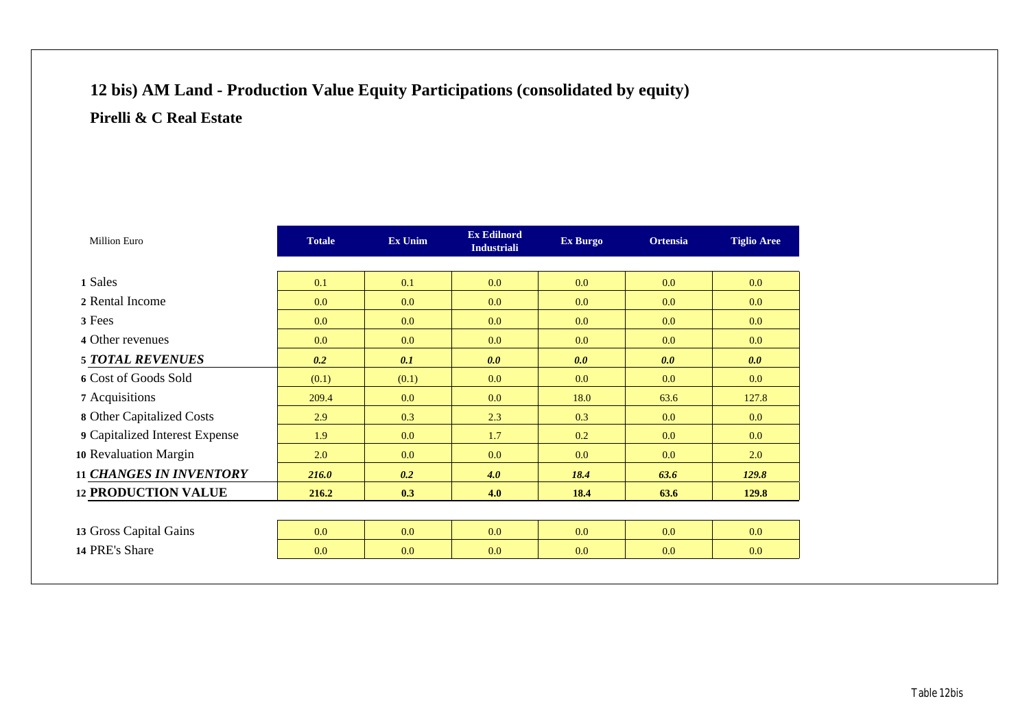## 12 bis) AM Land - Production Value Equity Participations (consolidated by equity)

### Pirelli & C Real Estate

| Million Euro | Totale | Ex Unim | Ex Edilnord Industriali | Ex Burgo | Ortensia | Tiglio Aree |
|---|---|---|---|---|---|---|
| 1 Sales | 0.1 | 0.1 | 0.0 | 0.0 | 0.0 | 0.0 |
| 2 Rental Income | 0.0 | 0.0 | 0.0 | 0.0 | 0.0 | 0.0 |
| 3 Fees | 0.0 | 0.0 | 0.0 | 0.0 | 0.0 | 0.0 |
| 4 Other revenues | 0.0 | 0.0 | 0.0 | 0.0 | 0.0 | 0.0 |
| 5 ***TOTAL REVENUES*** | ***0.2*** | ***0.1*** | ***0.0*** | ***0.0*** | ***0.0*** | ***0.0*** |
| 6 Cost of Goods Sold | (0.1) | (0.1) | 0.0 | 0.0 | 0.0 | 0.0 |
| 7 Acquisitions | 209.4 | 0.0 | 0.0 | 18.0 | 63.6 | 127.8 |
| 8 Other Capitalized Costs | 2.9 | 0.3 | 2.3 | 0.3 | 0.0 | 0.0 |
| 9 Capitalized Interest Expense | 1.9 | 0.0 | 1.7 | 0.2 | 0.0 | 0.0 |
| 10 Revaluation Margin | 2.0 | 0.0 | 0.0 | 0.0 | 0.0 | 2.0 |
| 11 ***CHANGES IN INVENTORY*** | ***216.0*** | ***0.2*** | ***4.0*** | ***18.4*** | ***63.6*** | ***129.8*** |
| 12 **PRODUCTION VALUE** | **216.2** | **0.3** | **4.0** | **18.4** | **63.6** | **129.8** |
| | | | | | | |
| 13 Gross Capital Gains | 0.0 | 0.0 | 0.0 | 0.0 | 0.0 | 0.0 |
| 14 PRE's Share | 0.0 | 0.0 | 0.0 | 0.0 | 0.0 | 0.0 |

Table 12bis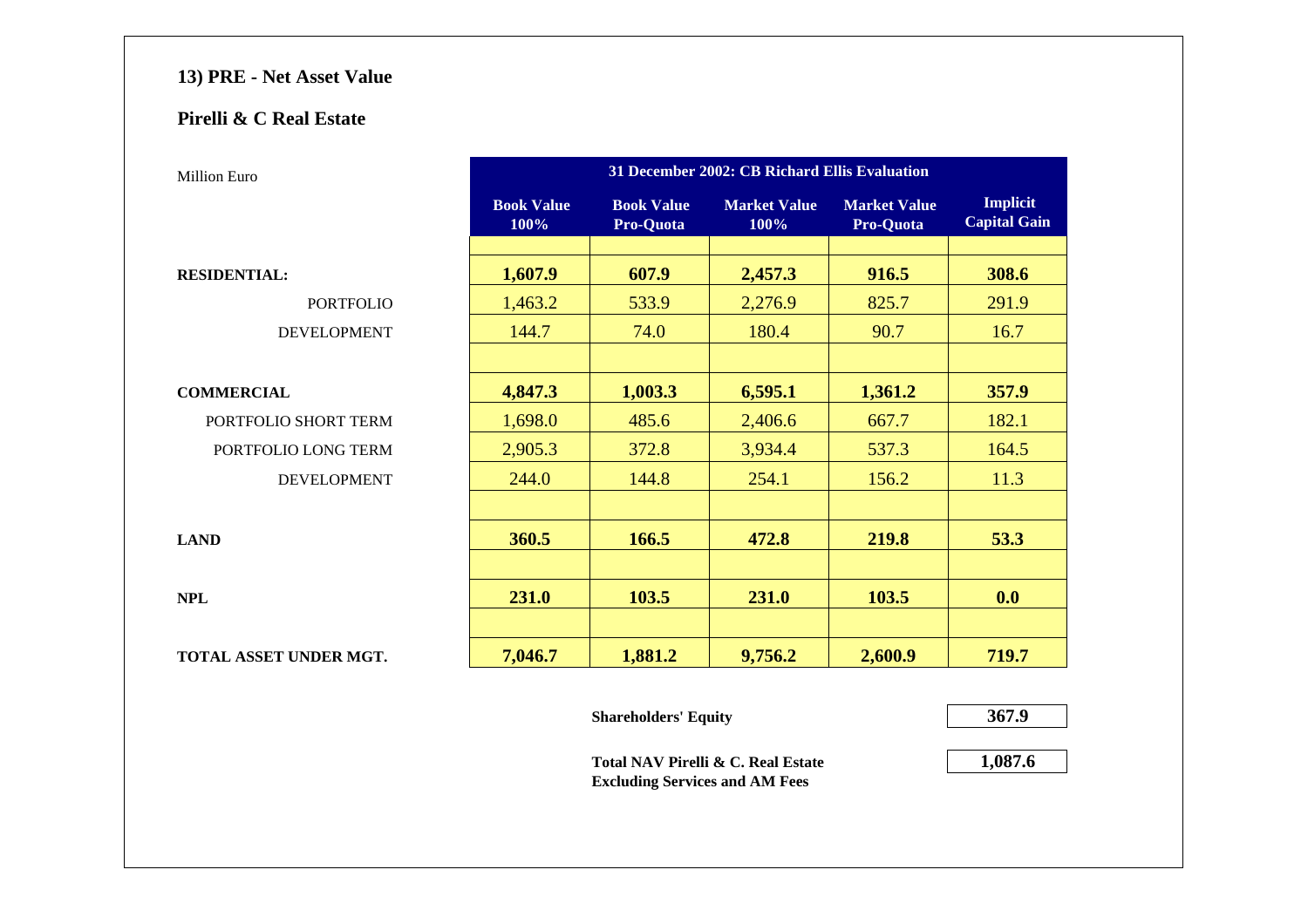## 13) PRE - Net Asset Value

### Pirelli & C Real Estate

| Million Euro | 31 December 2002: CB Richard Ellis Evaluation | | | | |
|---|---|---|---|---|---|
| | **Book Value 100%** | **Book Value Pro-Quota** | **Market Value 100%** | **Market Value Pro-Quota** | **Implicit Capital Gain** |
| **RESIDENTIAL:** | **1,607.9** | **607.9** | **2,457.3** | **916.5** | **308.6** |
| PORTFOLIO | 1,463.2 | 533.9 | 2,276.9 | 825.7 | 291.9 |
| DEVELOPMENT | 144.7 | 74.0 | 180.4 | 90.7 | 16.7 |
| **COMMERCIAL** | **4,847.3** | **1,003.3** | **6,595.1** | **1,361.2** | **357.9** |
| PORTFOLIO SHORT TERM | 1,698.0 | 485.6 | 2,406.6 | 667.7 | 182.1 |
| PORTFOLIO LONG TERM | 2,905.3 | 372.8 | 3,934.4 | 537.3 | 164.5 |
| DEVELOPMENT | 244.0 | 144.8 | 254.1 | 156.2 | 11.3 |
| **LAND** | **360.5** | **166.5** | **472.8** | **219.8** | **53.3** |
| **NPL** | **231.0** | **103.5** | **231.0** | **103.5** | **0.0** |
| **TOTAL ASSET UNDER MGT.** | **7,046.7** | **1,881.2** | **9,756.2** | **2,600.9** | **719.7** |

| | |
|---|---|
| **Shareholders' Equity** | **367.9** |
| **Total NAV Pirelli & C. Real Estate Excluding Services and AM Fees** | **1,087.6** |